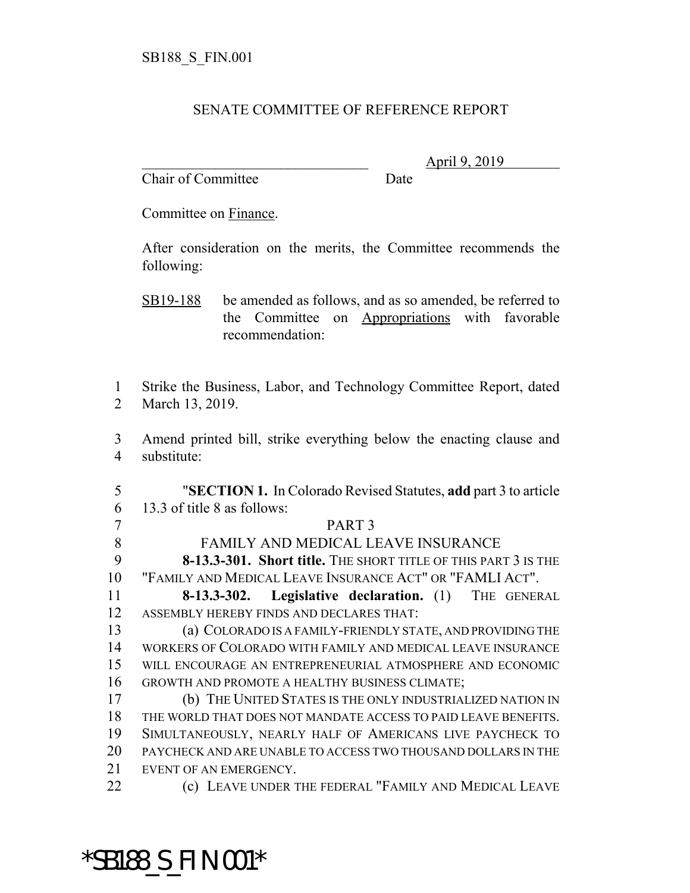SB188_S_FIN.001

SENATE COMMITTEE OF REFERENCE REPORT

_______________________________ April 9, 2019
Chair of Committee Date

Committee on Finance.

After consideration on the merits, the Committee recommends the following:

SB19-188 be amended as follows, and as so amended, be referred to the Committee on Appropriations with favorable recommendation:

1 Strike the Business, Labor, and Technology Committee Report, dated
2 March 13, 2019.

3 Amend printed bill, strike everything below the enacting clause and
4 substitute:

5 "**SECTION 1.** In Colorado Revised Statutes, **add** part 3 to article
6 13.3 of title 8 as follows:

7 PART 3

8 FAMILY AND MEDICAL LEAVE INSURANCE

9 **8-13.3-301. Short title.** THE SHORT TITLE OF THIS PART 3 IS THE
10 "FAMILY AND MEDICAL LEAVE INSURANCE ACT" OR "FAMLI ACT".

11 **8-13.3-302. Legislative declaration.** (1) THE GENERAL
12 ASSEMBLY HEREBY FINDS AND DECLARES THAT:

13 (a) COLORADO IS A FAMILY-FRIENDLY STATE, AND PROVIDING THE
14 WORKERS OF COLORADO WITH FAMILY AND MEDICAL LEAVE INSURANCE
15 WILL ENCOURAGE AN ENTREPRENEURIAL ATMOSPHERE AND ECONOMIC
16 GROWTH AND PROMOTE A HEALTHY BUSINESS CLIMATE;

17 (b) THE UNITED STATES IS THE ONLY INDUSTRIALIZED NATION IN
18 THE WORLD THAT DOES NOT MANDATE ACCESS TO PAID LEAVE BENEFITS.
19 SIMULTANEOUSLY, NEARLY HALF OF AMERICANS LIVE PAYCHECK TO
20 PAYCHECK AND ARE UNABLE TO ACCESS TWO THOUSAND DOLLARS IN THE
21 EVENT OF AN EMERGENCY.

22 (c) LEAVE UNDER THE FEDERAL "FAMILY AND MEDICAL LEAVE

*SB188_S_FIN.001*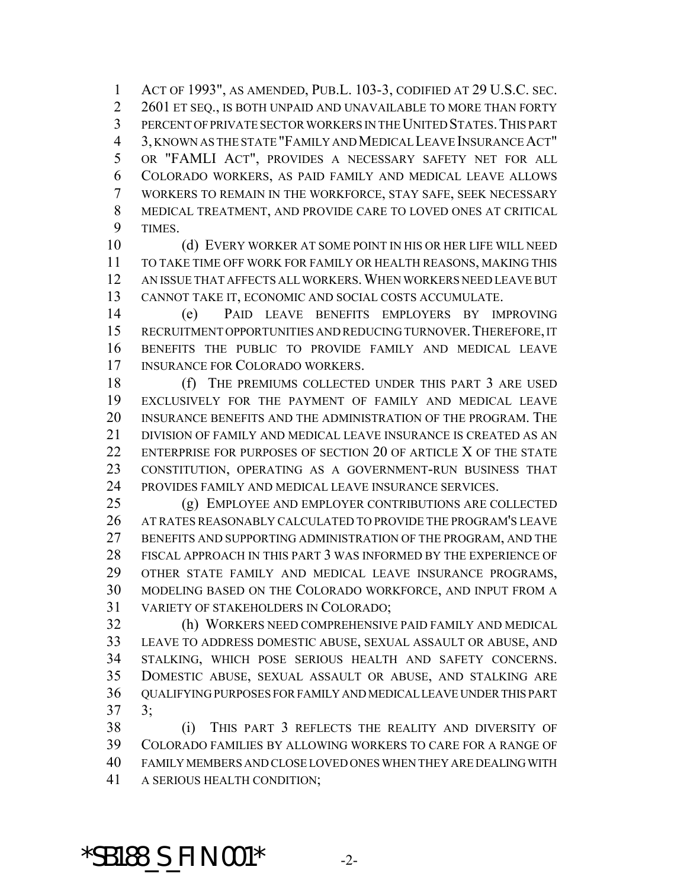ACT OF 1993", AS AMENDED, PUB.L. 103-3, CODIFIED AT 29 U.S.C. SEC. 2601 ET SEQ., IS BOTH UNPAID AND UNAVAILABLE TO MORE THAN FORTY PERCENT OF PRIVATE SECTOR WORKERS IN THE UNITED STATES. THIS PART 3, KNOWN AS THE STATE "FAMILY AND MEDICAL LEAVE INSURANCE ACT" OR "FAMLI ACT", PROVIDES A NECESSARY SAFETY NET FOR ALL COLORADO WORKERS, AS PAID FAMILY AND MEDICAL LEAVE ALLOWS WORKERS TO REMAIN IN THE WORKFORCE, STAY SAFE, SEEK NECESSARY MEDICAL TREATMENT, AND PROVIDE CARE TO LOVED ONES AT CRITICAL TIMES.

(d) EVERY WORKER AT SOME POINT IN HIS OR HER LIFE WILL NEED TO TAKE TIME OFF WORK FOR FAMILY OR HEALTH REASONS, MAKING THIS AN ISSUE THAT AFFECTS ALL WORKERS. WHEN WORKERS NEED LEAVE BUT CANNOT TAKE IT, ECONOMIC AND SOCIAL COSTS ACCUMULATE.

(e) PAID LEAVE BENEFITS EMPLOYERS BY IMPROVING RECRUITMENT OPPORTUNITIES AND REDUCING TURNOVER. THEREFORE, IT BENEFITS THE PUBLIC TO PROVIDE FAMILY AND MEDICAL LEAVE INSURANCE FOR COLORADO WORKERS.

(f) THE PREMIUMS COLLECTED UNDER THIS PART 3 ARE USED EXCLUSIVELY FOR THE PAYMENT OF FAMILY AND MEDICAL LEAVE INSURANCE BENEFITS AND THE ADMINISTRATION OF THE PROGRAM. THE DIVISION OF FAMILY AND MEDICAL LEAVE INSURANCE IS CREATED AS AN ENTERPRISE FOR PURPOSES OF SECTION 20 OF ARTICLE X OF THE STATE CONSTITUTION, OPERATING AS A GOVERNMENT-RUN BUSINESS THAT PROVIDES FAMILY AND MEDICAL LEAVE INSURANCE SERVICES.

(g) EMPLOYEE AND EMPLOYER CONTRIBUTIONS ARE COLLECTED AT RATES REASONABLY CALCULATED TO PROVIDE THE PROGRAM'S LEAVE BENEFITS AND SUPPORTING ADMINISTRATION OF THE PROGRAM, AND THE FISCAL APPROACH IN THIS PART 3 WAS INFORMED BY THE EXPERIENCE OF OTHER STATE FAMILY AND MEDICAL LEAVE INSURANCE PROGRAMS, MODELING BASED ON THE COLORADO WORKFORCE, AND INPUT FROM A VARIETY OF STAKEHOLDERS IN COLORADO;

(h) WORKERS NEED COMPREHENSIVE PAID FAMILY AND MEDICAL LEAVE TO ADDRESS DOMESTIC ABUSE, SEXUAL ASSAULT OR ABUSE, AND STALKING, WHICH POSE SERIOUS HEALTH AND SAFETY CONCERNS. DOMESTIC ABUSE, SEXUAL ASSAULT OR ABUSE, AND STALKING ARE QUALIFYING PURPOSES FOR FAMILY AND MEDICAL LEAVE UNDER THIS PART 3;

(i) THIS PART 3 REFLECTS THE REALITY AND DIVERSITY OF COLORADO FAMILIES BY ALLOWING WORKERS TO CARE FOR A RANGE OF FAMILY MEMBERS AND CLOSE LOVED ONES WHEN THEY ARE DEALING WITH A SERIOUS HEALTH CONDITION;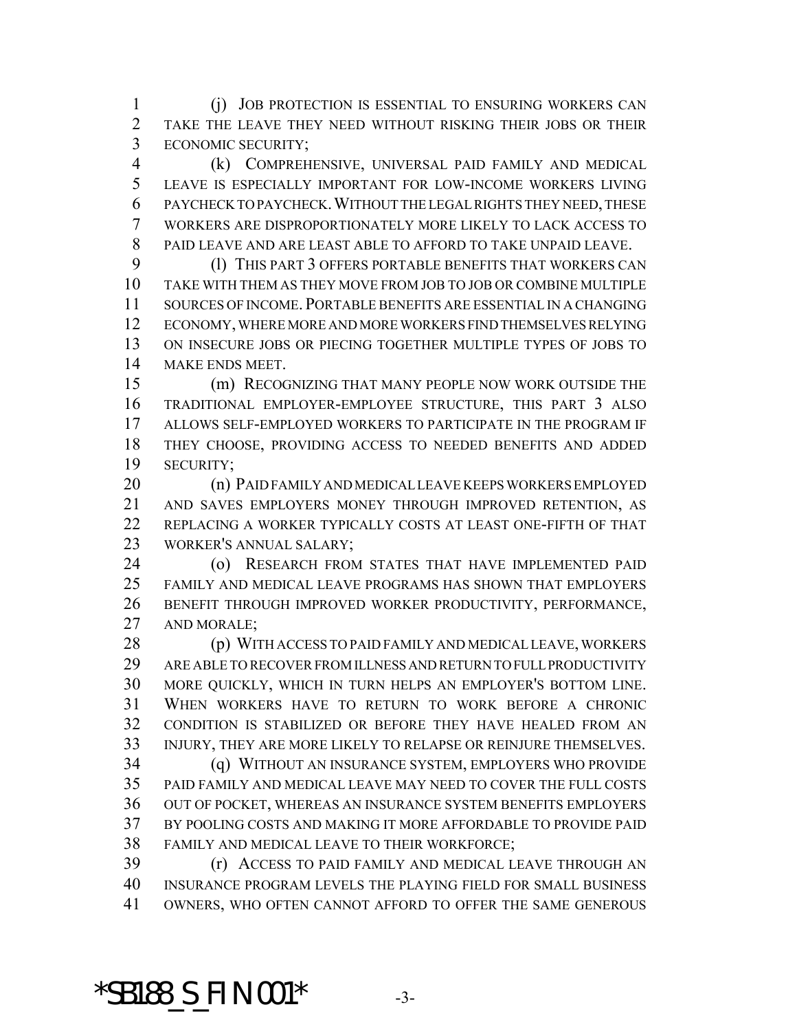(j) JOB PROTECTION IS ESSENTIAL TO ENSURING WORKERS CAN TAKE THE LEAVE THEY NEED WITHOUT RISKING THEIR JOBS OR THEIR ECONOMIC SECURITY;

(k) COMPREHENSIVE, UNIVERSAL PAID FAMILY AND MEDICAL LEAVE IS ESPECIALLY IMPORTANT FOR LOW-INCOME WORKERS LIVING PAYCHECK TO PAYCHECK. WITHOUT THE LEGAL RIGHTS THEY NEED, THESE WORKERS ARE DISPROPORTIONATELY MORE LIKELY TO LACK ACCESS TO PAID LEAVE AND ARE LEAST ABLE TO AFFORD TO TAKE UNPAID LEAVE.

(l) THIS PART 3 OFFERS PORTABLE BENEFITS THAT WORKERS CAN TAKE WITH THEM AS THEY MOVE FROM JOB TO JOB OR COMBINE MULTIPLE SOURCES OF INCOME. PORTABLE BENEFITS ARE ESSENTIAL IN A CHANGING ECONOMY, WHERE MORE AND MORE WORKERS FIND THEMSELVES RELYING ON INSECURE JOBS OR PIECING TOGETHER MULTIPLE TYPES OF JOBS TO MAKE ENDS MEET.

(m) RECOGNIZING THAT MANY PEOPLE NOW WORK OUTSIDE THE TRADITIONAL EMPLOYER-EMPLOYEE STRUCTURE, THIS PART 3 ALSO ALLOWS SELF-EMPLOYED WORKERS TO PARTICIPATE IN THE PROGRAM IF THEY CHOOSE, PROVIDING ACCESS TO NEEDED BENEFITS AND ADDED SECURITY;

(n) PAID FAMILY AND MEDICAL LEAVE KEEPS WORKERS EMPLOYED AND SAVES EMPLOYERS MONEY THROUGH IMPROVED RETENTION, AS REPLACING A WORKER TYPICALLY COSTS AT LEAST ONE-FIFTH OF THAT WORKER'S ANNUAL SALARY;

(o) RESEARCH FROM STATES THAT HAVE IMPLEMENTED PAID FAMILY AND MEDICAL LEAVE PROGRAMS HAS SHOWN THAT EMPLOYERS BENEFIT THROUGH IMPROVED WORKER PRODUCTIVITY, PERFORMANCE, AND MORALE;

(p) WITH ACCESS TO PAID FAMILY AND MEDICAL LEAVE, WORKERS ARE ABLE TO RECOVER FROM ILLNESS AND RETURN TO FULL PRODUCTIVITY MORE QUICKLY, WHICH IN TURN HELPS AN EMPLOYER'S BOTTOM LINE. WHEN WORKERS HAVE TO RETURN TO WORK BEFORE A CHRONIC CONDITION IS STABILIZED OR BEFORE THEY HAVE HEALED FROM AN INJURY, THEY ARE MORE LIKELY TO RELAPSE OR REINJURE THEMSELVES.

(q) WITHOUT AN INSURANCE SYSTEM, EMPLOYERS WHO PROVIDE PAID FAMILY AND MEDICAL LEAVE MAY NEED TO COVER THE FULL COSTS OUT OF POCKET, WHEREAS AN INSURANCE SYSTEM BENEFITS EMPLOYERS BY POOLING COSTS AND MAKING IT MORE AFFORDABLE TO PROVIDE PAID FAMILY AND MEDICAL LEAVE TO THEIR WORKFORCE;

(r) ACCESS TO PAID FAMILY AND MEDICAL LEAVE THROUGH AN INSURANCE PROGRAM LEVELS THE PLAYING FIELD FOR SMALL BUSINESS OWNERS, WHO OFTEN CANNOT AFFORD TO OFFER THE SAME GENEROUS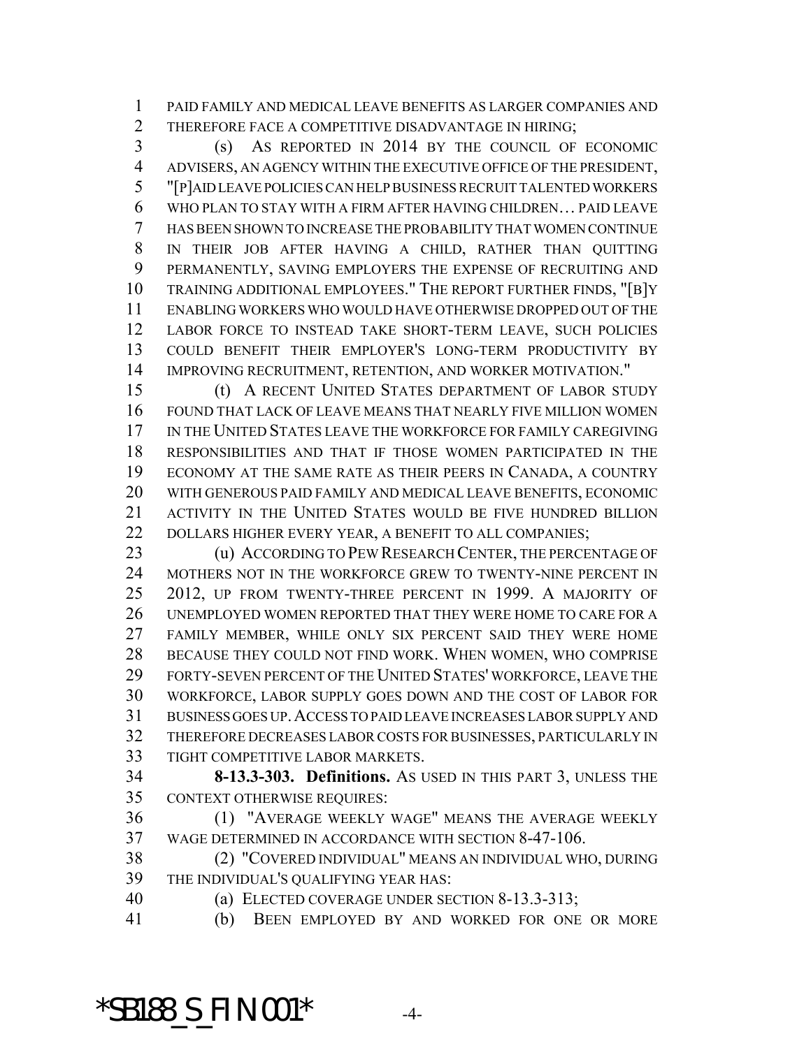PAID FAMILY AND MEDICAL LEAVE BENEFITS AS LARGER COMPANIES AND THEREFORE FACE A COMPETITIVE DISADVANTAGE IN HIRING;

(s) AS REPORTED IN 2014 BY THE COUNCIL OF ECONOMIC ADVISERS, AN AGENCY WITHIN THE EXECUTIVE OFFICE OF THE PRESIDENT, "[P]AID LEAVE POLICIES CAN HELP BUSINESS RECRUIT TALENTED WORKERS WHO PLAN TO STAY WITH A FIRM AFTER HAVING CHILDREN… PAID LEAVE HAS BEEN SHOWN TO INCREASE THE PROBABILITY THAT WOMEN CONTINUE IN THEIR JOB AFTER HAVING A CHILD, RATHER THAN QUITTING PERMANENTLY, SAVING EMPLOYERS THE EXPENSE OF RECRUITING AND TRAINING ADDITIONAL EMPLOYEES." THE REPORT FURTHER FINDS, "[B]Y ENABLING WORKERS WHO WOULD HAVE OTHERWISE DROPPED OUT OF THE LABOR FORCE TO INSTEAD TAKE SHORT-TERM LEAVE, SUCH POLICIES COULD BENEFIT THEIR EMPLOYER'S LONG-TERM PRODUCTIVITY BY IMPROVING RECRUITMENT, RETENTION, AND WORKER MOTIVATION."

(t) A RECENT UNITED STATES DEPARTMENT OF LABOR STUDY FOUND THAT LACK OF LEAVE MEANS THAT NEARLY FIVE MILLION WOMEN IN THE UNITED STATES LEAVE THE WORKFORCE FOR FAMILY CAREGIVING RESPONSIBILITIES AND THAT IF THOSE WOMEN PARTICIPATED IN THE ECONOMY AT THE SAME RATE AS THEIR PEERS IN CANADA, A COUNTRY WITH GENEROUS PAID FAMILY AND MEDICAL LEAVE BENEFITS, ECONOMIC ACTIVITY IN THE UNITED STATES WOULD BE FIVE HUNDRED BILLION DOLLARS HIGHER EVERY YEAR, A BENEFIT TO ALL COMPANIES;

(u) ACCORDING TO PEW RESEARCH CENTER, THE PERCENTAGE OF MOTHERS NOT IN THE WORKFORCE GREW TO TWENTY-NINE PERCENT IN 2012, UP FROM TWENTY-THREE PERCENT IN 1999. A MAJORITY OF UNEMPLOYED WOMEN REPORTED THAT THEY WERE HOME TO CARE FOR A FAMILY MEMBER, WHILE ONLY SIX PERCENT SAID THEY WERE HOME BECAUSE THEY COULD NOT FIND WORK. WHEN WOMEN, WHO COMPRISE FORTY-SEVEN PERCENT OF THE UNITED STATES' WORKFORCE, LEAVE THE WORKFORCE, LABOR SUPPLY GOES DOWN AND THE COST OF LABOR FOR BUSINESS GOES UP. ACCESS TO PAID LEAVE INCREASES LABOR SUPPLY AND THEREFORE DECREASES LABOR COSTS FOR BUSINESSES, PARTICULARLY IN TIGHT COMPETITIVE LABOR MARKETS.

**8-13.3-303. Definitions.** AS USED IN THIS PART 3, UNLESS THE CONTEXT OTHERWISE REQUIRES:

(1) "AVERAGE WEEKLY WAGE" MEANS THE AVERAGE WEEKLY WAGE DETERMINED IN ACCORDANCE WITH SECTION 8-47-106.

(2) "COVERED INDIVIDUAL" MEANS AN INDIVIDUAL WHO, DURING THE INDIVIDUAL'S QUALIFYING YEAR HAS:

(a) ELECTED COVERAGE UNDER SECTION 8-13.3-313;

(b) BEEN EMPLOYED BY AND WORKED FOR ONE OR MORE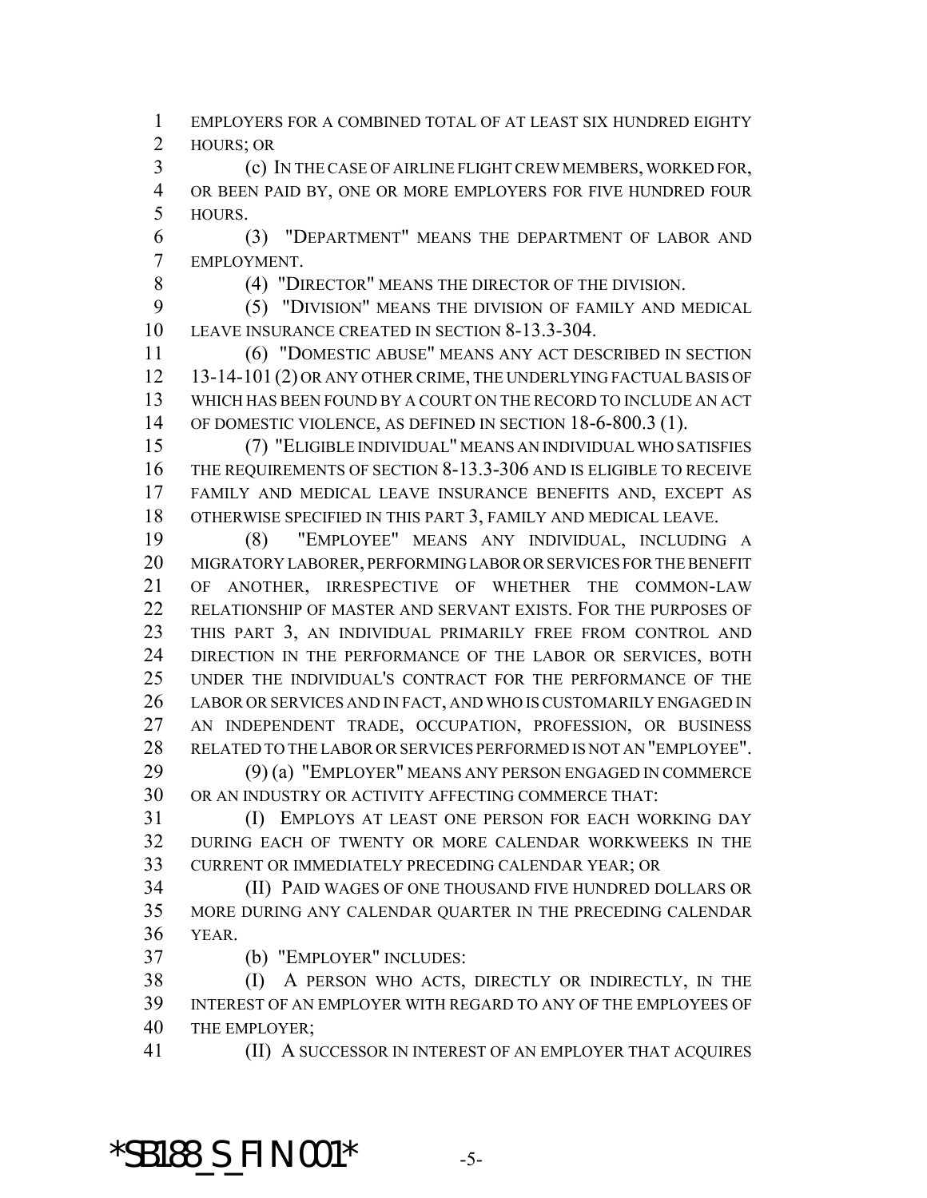EMPLOYERS FOR A COMBINED TOTAL OF AT LEAST SIX HUNDRED EIGHTY HOURS; OR

(c) IN THE CASE OF AIRLINE FLIGHT CREW MEMBERS, WORKED FOR, OR BEEN PAID BY, ONE OR MORE EMPLOYERS FOR FIVE HUNDRED FOUR HOURS.

(3) "DEPARTMENT" MEANS THE DEPARTMENT OF LABOR AND EMPLOYMENT.

(4) "DIRECTOR" MEANS THE DIRECTOR OF THE DIVISION.

(5) "DIVISION" MEANS THE DIVISION OF FAMILY AND MEDICAL LEAVE INSURANCE CREATED IN SECTION 8-13.3-304.

(6) "DOMESTIC ABUSE" MEANS ANY ACT DESCRIBED IN SECTION 13-14-101 (2) OR ANY OTHER CRIME, THE UNDERLYING FACTUAL BASIS OF WHICH HAS BEEN FOUND BY A COURT ON THE RECORD TO INCLUDE AN ACT OF DOMESTIC VIOLENCE, AS DEFINED IN SECTION 18-6-800.3 (1).

(7) "ELIGIBLE INDIVIDUAL" MEANS AN INDIVIDUAL WHO SATISFIES THE REQUIREMENTS OF SECTION 8-13.3-306 AND IS ELIGIBLE TO RECEIVE FAMILY AND MEDICAL LEAVE INSURANCE BENEFITS AND, EXCEPT AS OTHERWISE SPECIFIED IN THIS PART 3, FAMILY AND MEDICAL LEAVE.

(8) "EMPLOYEE" MEANS ANY INDIVIDUAL, INCLUDING A MIGRATORY LABORER, PERFORMING LABOR OR SERVICES FOR THE BENEFIT OF ANOTHER, IRRESPECTIVE OF WHETHER THE COMMON-LAW RELATIONSHIP OF MASTER AND SERVANT EXISTS. FOR THE PURPOSES OF THIS PART 3, AN INDIVIDUAL PRIMARILY FREE FROM CONTROL AND DIRECTION IN THE PERFORMANCE OF THE LABOR OR SERVICES, BOTH UNDER THE INDIVIDUAL'S CONTRACT FOR THE PERFORMANCE OF THE LABOR OR SERVICES AND IN FACT, AND WHO IS CUSTOMARILY ENGAGED IN AN INDEPENDENT TRADE, OCCUPATION, PROFESSION, OR BUSINESS RELATED TO THE LABOR OR SERVICES PERFORMED IS NOT AN "EMPLOYEE".

(9) (a) "EMPLOYER" MEANS ANY PERSON ENGAGED IN COMMERCE OR AN INDUSTRY OR ACTIVITY AFFECTING COMMERCE THAT:

(I) EMPLOYS AT LEAST ONE PERSON FOR EACH WORKING DAY DURING EACH OF TWENTY OR MORE CALENDAR WORKWEEKS IN THE CURRENT OR IMMEDIATELY PRECEDING CALENDAR YEAR; OR

(II) PAID WAGES OF ONE THOUSAND FIVE HUNDRED DOLLARS OR MORE DURING ANY CALENDAR QUARTER IN THE PRECEDING CALENDAR YEAR.

(b) "EMPLOYER" INCLUDES:

(I) A PERSON WHO ACTS, DIRECTLY OR INDIRECTLY, IN THE INTEREST OF AN EMPLOYER WITH REGARD TO ANY OF THE EMPLOYEES OF THE EMPLOYER;

(II) A SUCCESSOR IN INTEREST OF AN EMPLOYER THAT ACQUIRES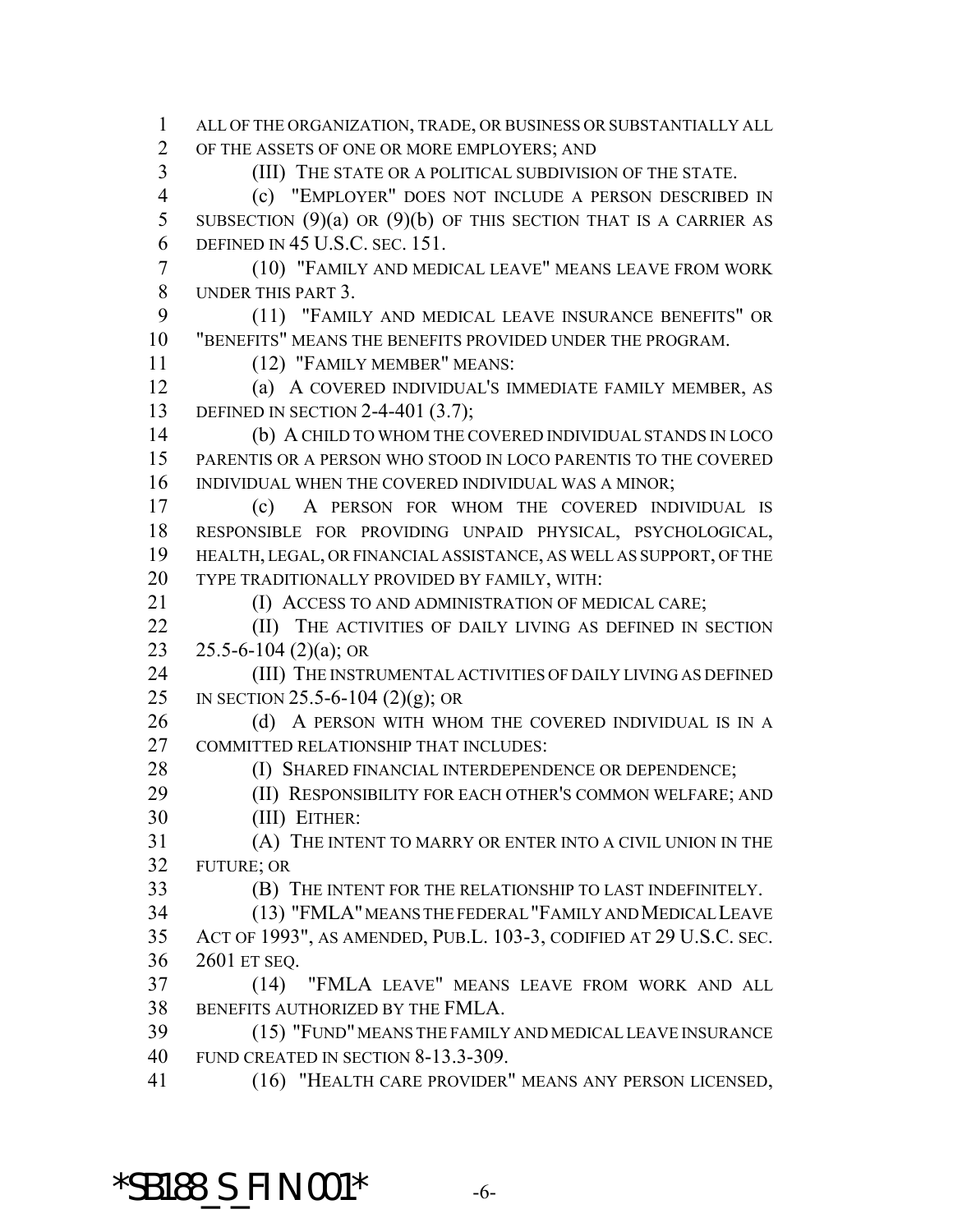ALL OF THE ORGANIZATION, TRADE, OR BUSINESS OR SUBSTANTIALLY ALL OF THE ASSETS OF ONE OR MORE EMPLOYERS; AND

(III) THE STATE OR A POLITICAL SUBDIVISION OF THE STATE.

(c) "EMPLOYER" DOES NOT INCLUDE A PERSON DESCRIBED IN SUBSECTION (9)(a) OR (9)(b) OF THIS SECTION THAT IS A CARRIER AS DEFINED IN 45 U.S.C. SEC. 151.

(10) "FAMILY AND MEDICAL LEAVE" MEANS LEAVE FROM WORK UNDER THIS PART 3.

(11) "FAMILY AND MEDICAL LEAVE INSURANCE BENEFITS" OR "BENEFITS" MEANS THE BENEFITS PROVIDED UNDER THE PROGRAM.

(12) "FAMILY MEMBER" MEANS:

(a) A COVERED INDIVIDUAL'S IMMEDIATE FAMILY MEMBER, AS DEFINED IN SECTION 2-4-401 (3.7);

(b) A CHILD TO WHOM THE COVERED INDIVIDUAL STANDS IN LOCO PARENTIS OR A PERSON WHO STOOD IN LOCO PARENTIS TO THE COVERED INDIVIDUAL WHEN THE COVERED INDIVIDUAL WAS A MINOR;

(c) A PERSON FOR WHOM THE COVERED INDIVIDUAL IS RESPONSIBLE FOR PROVIDING UNPAID PHYSICAL, PSYCHOLOGICAL, HEALTH, LEGAL, OR FINANCIAL ASSISTANCE, AS WELL AS SUPPORT, OF THE TYPE TRADITIONALLY PROVIDED BY FAMILY, WITH:

(I) ACCESS TO AND ADMINISTRATION OF MEDICAL CARE;

(II) THE ACTIVITIES OF DAILY LIVING AS DEFINED IN SECTION 25.5-6-104 (2)(a); OR

(III) THE INSTRUMENTAL ACTIVITIES OF DAILY LIVING AS DEFINED IN SECTION 25.5-6-104 (2)(g); OR

(d) A PERSON WITH WHOM THE COVERED INDIVIDUAL IS IN A COMMITTED RELATIONSHIP THAT INCLUDES:

(I) SHARED FINANCIAL INTERDEPENDENCE OR DEPENDENCE;

(II) RESPONSIBILITY FOR EACH OTHER'S COMMON WELFARE; AND

(III) EITHER:

(A) THE INTENT TO MARRY OR ENTER INTO A CIVIL UNION IN THE FUTURE; OR

(B) THE INTENT FOR THE RELATIONSHIP TO LAST INDEFINITELY.

(13) "FMLA" MEANS THE FEDERAL "FAMILY AND MEDICAL LEAVE ACT OF 1993", AS AMENDED, PUB.L. 103-3, CODIFIED AT 29 U.S.C. SEC. 2601 ET SEQ.

(14) "FMLA LEAVE" MEANS LEAVE FROM WORK AND ALL BENEFITS AUTHORIZED BY THE FMLA.

(15) "FUND" MEANS THE FAMILY AND MEDICAL LEAVE INSURANCE FUND CREATED IN SECTION 8-13.3-309.

(16) "HEALTH CARE PROVIDER" MEANS ANY PERSON LICENSED,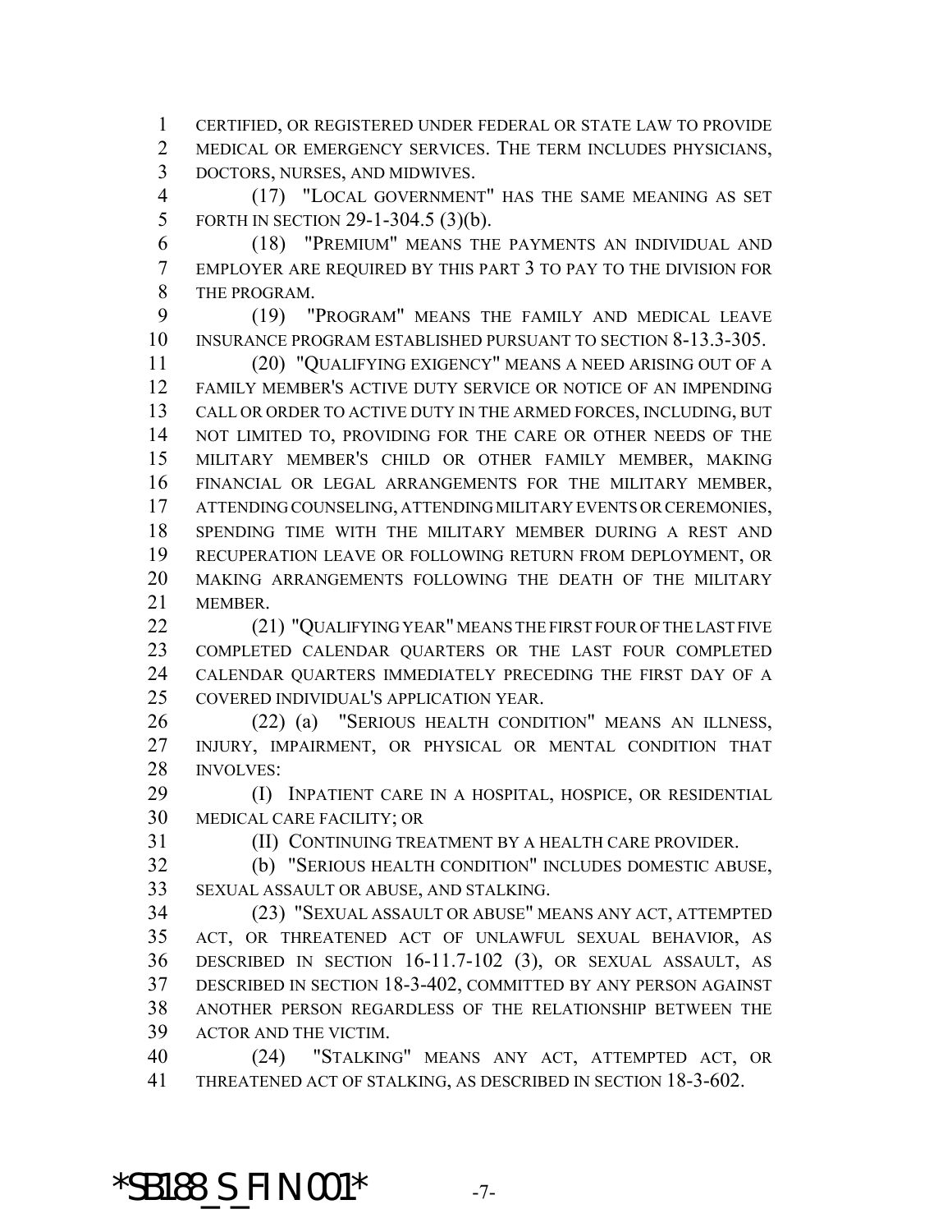CERTIFIED, OR REGISTERED UNDER FEDERAL OR STATE LAW TO PROVIDE MEDICAL OR EMERGENCY SERVICES. THE TERM INCLUDES PHYSICIANS, DOCTORS, NURSES, AND MIDWIVES.

(17) "LOCAL GOVERNMENT" HAS THE SAME MEANING AS SET FORTH IN SECTION 29-1-304.5 (3)(b).

(18) "PREMIUM" MEANS THE PAYMENTS AN INDIVIDUAL AND EMPLOYER ARE REQUIRED BY THIS PART 3 TO PAY TO THE DIVISION FOR THE PROGRAM.

(19) "PROGRAM" MEANS THE FAMILY AND MEDICAL LEAVE INSURANCE PROGRAM ESTABLISHED PURSUANT TO SECTION 8-13.3-305.

(20) "QUALIFYING EXIGENCY" MEANS A NEED ARISING OUT OF A FAMILY MEMBER'S ACTIVE DUTY SERVICE OR NOTICE OF AN IMPENDING CALL OR ORDER TO ACTIVE DUTY IN THE ARMED FORCES, INCLUDING, BUT NOT LIMITED TO, PROVIDING FOR THE CARE OR OTHER NEEDS OF THE MILITARY MEMBER'S CHILD OR OTHER FAMILY MEMBER, MAKING FINANCIAL OR LEGAL ARRANGEMENTS FOR THE MILITARY MEMBER, ATTENDING COUNSELING, ATTENDING MILITARY EVENTS OR CEREMONIES, SPENDING TIME WITH THE MILITARY MEMBER DURING A REST AND RECUPERATION LEAVE OR FOLLOWING RETURN FROM DEPLOYMENT, OR MAKING ARRANGEMENTS FOLLOWING THE DEATH OF THE MILITARY MEMBER.

(21) "QUALIFYING YEAR" MEANS THE FIRST FOUR OF THE LAST FIVE COMPLETED CALENDAR QUARTERS OR THE LAST FOUR COMPLETED CALENDAR QUARTERS IMMEDIATELY PRECEDING THE FIRST DAY OF A COVERED INDIVIDUAL'S APPLICATION YEAR.

(22) (a) "SERIOUS HEALTH CONDITION" MEANS AN ILLNESS, INJURY, IMPAIRMENT, OR PHYSICAL OR MENTAL CONDITION THAT INVOLVES:

(I) INPATIENT CARE IN A HOSPITAL, HOSPICE, OR RESIDENTIAL MEDICAL CARE FACILITY; OR

(II) CONTINUING TREATMENT BY A HEALTH CARE PROVIDER.

(b) "SERIOUS HEALTH CONDITION" INCLUDES DOMESTIC ABUSE, SEXUAL ASSAULT OR ABUSE, AND STALKING.

(23) "SEXUAL ASSAULT OR ABUSE" MEANS ANY ACT, ATTEMPTED ACT, OR THREATENED ACT OF UNLAWFUL SEXUAL BEHAVIOR, AS DESCRIBED IN SECTION 16-11.7-102 (3), OR SEXUAL ASSAULT, AS DESCRIBED IN SECTION 18-3-402, COMMITTED BY ANY PERSON AGAINST ANOTHER PERSON REGARDLESS OF THE RELATIONSHIP BETWEEN THE ACTOR AND THE VICTIM.

(24) "STALKING" MEANS ANY ACT, ATTEMPTED ACT, OR THREATENED ACT OF STALKING, AS DESCRIBED IN SECTION 18-3-602.

*SB188_S_FIN.001*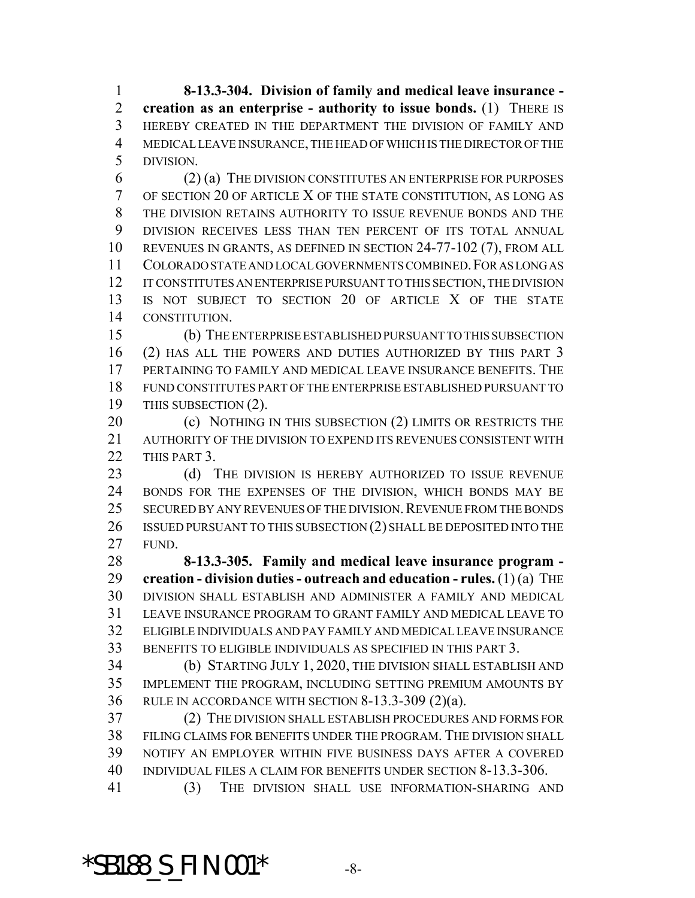**8-13.3-304. Division of family and medical leave insurance - creation as an enterprise - authority to issue bonds.** (1) THERE IS HEREBY CREATED IN THE DEPARTMENT THE DIVISION OF FAMILY AND MEDICAL LEAVE INSURANCE, THE HEAD OF WHICH IS THE DIRECTOR OF THE DIVISION.

(2) (a) THE DIVISION CONSTITUTES AN ENTERPRISE FOR PURPOSES OF SECTION 20 OF ARTICLE X OF THE STATE CONSTITUTION, AS LONG AS THE DIVISION RETAINS AUTHORITY TO ISSUE REVENUE BONDS AND THE DIVISION RECEIVES LESS THAN TEN PERCENT OF ITS TOTAL ANNUAL REVENUES IN GRANTS, AS DEFINED IN SECTION 24-77-102 (7), FROM ALL COLORADO STATE AND LOCAL GOVERNMENTS COMBINED. FOR AS LONG AS IT CONSTITUTES AN ENTERPRISE PURSUANT TO THIS SECTION, THE DIVISION IS NOT SUBJECT TO SECTION 20 OF ARTICLE X OF THE STATE CONSTITUTION.

(b) THE ENTERPRISE ESTABLISHED PURSUANT TO THIS SUBSECTION (2) HAS ALL THE POWERS AND DUTIES AUTHORIZED BY THIS PART 3 PERTAINING TO FAMILY AND MEDICAL LEAVE INSURANCE BENEFITS. THE FUND CONSTITUTES PART OF THE ENTERPRISE ESTABLISHED PURSUANT TO THIS SUBSECTION (2).

(c) NOTHING IN THIS SUBSECTION (2) LIMITS OR RESTRICTS THE AUTHORITY OF THE DIVISION TO EXPEND ITS REVENUES CONSISTENT WITH THIS PART 3.

(d) THE DIVISION IS HEREBY AUTHORIZED TO ISSUE REVENUE BONDS FOR THE EXPENSES OF THE DIVISION, WHICH BONDS MAY BE SECURED BY ANY REVENUES OF THE DIVISION. REVENUE FROM THE BONDS ISSUED PURSUANT TO THIS SUBSECTION (2) SHALL BE DEPOSITED INTO THE FUND.

**8-13.3-305. Family and medical leave insurance program - creation - division duties - outreach and education - rules.** (1) (a) THE DIVISION SHALL ESTABLISH AND ADMINISTER A FAMILY AND MEDICAL LEAVE INSURANCE PROGRAM TO GRANT FAMILY AND MEDICAL LEAVE TO ELIGIBLE INDIVIDUALS AND PAY FAMILY AND MEDICAL LEAVE INSURANCE BENEFITS TO ELIGIBLE INDIVIDUALS AS SPECIFIED IN THIS PART 3.

(b) STARTING JULY 1, 2020, THE DIVISION SHALL ESTABLISH AND IMPLEMENT THE PROGRAM, INCLUDING SETTING PREMIUM AMOUNTS BY RULE IN ACCORDANCE WITH SECTION 8-13.3-309 (2)(a).

(2) THE DIVISION SHALL ESTABLISH PROCEDURES AND FORMS FOR FILING CLAIMS FOR BENEFITS UNDER THE PROGRAM. THE DIVISION SHALL NOTIFY AN EMPLOYER WITHIN FIVE BUSINESS DAYS AFTER A COVERED INDIVIDUAL FILES A CLAIM FOR BENEFITS UNDER SECTION 8-13.3-306.

(3) THE DIVISION SHALL USE INFORMATION-SHARING AND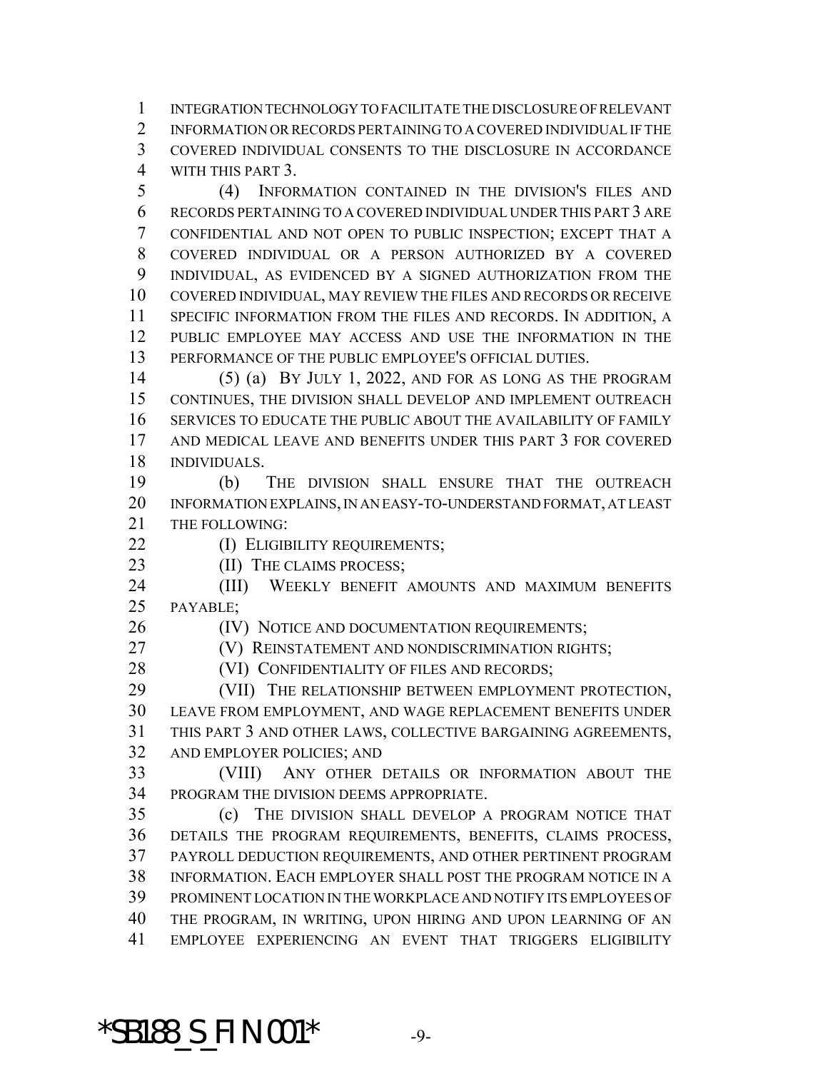INTEGRATION TECHNOLOGY TO FACILITATE THE DISCLOSURE OF RELEVANT INFORMATION OR RECORDS PERTAINING TO A COVERED INDIVIDUAL IF THE COVERED INDIVIDUAL CONSENTS TO THE DISCLOSURE IN ACCORDANCE WITH THIS PART 3.

(4) INFORMATION CONTAINED IN THE DIVISION'S FILES AND RECORDS PERTAINING TO A COVERED INDIVIDUAL UNDER THIS PART 3 ARE CONFIDENTIAL AND NOT OPEN TO PUBLIC INSPECTION; EXCEPT THAT A COVERED INDIVIDUAL OR A PERSON AUTHORIZED BY A COVERED INDIVIDUAL, AS EVIDENCED BY A SIGNED AUTHORIZATION FROM THE COVERED INDIVIDUAL, MAY REVIEW THE FILES AND RECORDS OR RECEIVE SPECIFIC INFORMATION FROM THE FILES AND RECORDS. IN ADDITION, A PUBLIC EMPLOYEE MAY ACCESS AND USE THE INFORMATION IN THE PERFORMANCE OF THE PUBLIC EMPLOYEE'S OFFICIAL DUTIES.

(5) (a) BY JULY 1, 2022, AND FOR AS LONG AS THE PROGRAM CONTINUES, THE DIVISION SHALL DEVELOP AND IMPLEMENT OUTREACH SERVICES TO EDUCATE THE PUBLIC ABOUT THE AVAILABILITY OF FAMILY AND MEDICAL LEAVE AND BENEFITS UNDER THIS PART 3 FOR COVERED INDIVIDUALS.

(b) THE DIVISION SHALL ENSURE THAT THE OUTREACH INFORMATION EXPLAINS, IN AN EASY-TO-UNDERSTAND FORMAT, AT LEAST THE FOLLOWING:

(I) ELIGIBILITY REQUIREMENTS;

(II) THE CLAIMS PROCESS;

(III) WEEKLY BENEFIT AMOUNTS AND MAXIMUM BENEFITS PAYABLE;

(IV) NOTICE AND DOCUMENTATION REQUIREMENTS;

(V) REINSTATEMENT AND NONDISCRIMINATION RIGHTS;

(VI) CONFIDENTIALITY OF FILES AND RECORDS;

(VII) THE RELATIONSHIP BETWEEN EMPLOYMENT PROTECTION, LEAVE FROM EMPLOYMENT, AND WAGE REPLACEMENT BENEFITS UNDER THIS PART 3 AND OTHER LAWS, COLLECTIVE BARGAINING AGREEMENTS, AND EMPLOYER POLICIES; AND

(VIII) ANY OTHER DETAILS OR INFORMATION ABOUT THE PROGRAM THE DIVISION DEEMS APPROPRIATE.

(c) THE DIVISION SHALL DEVELOP A PROGRAM NOTICE THAT DETAILS THE PROGRAM REQUIREMENTS, BENEFITS, CLAIMS PROCESS, PAYROLL DEDUCTION REQUIREMENTS, AND OTHER PERTINENT PROGRAM INFORMATION. EACH EMPLOYER SHALL POST THE PROGRAM NOTICE IN A PROMINENT LOCATION IN THE WORKPLACE AND NOTIFY ITS EMPLOYEES OF THE PROGRAM, IN WRITING, UPON HIRING AND UPON LEARNING OF AN EMPLOYEE EXPERIENCING AN EVENT THAT TRIGGERS ELIGIBILITY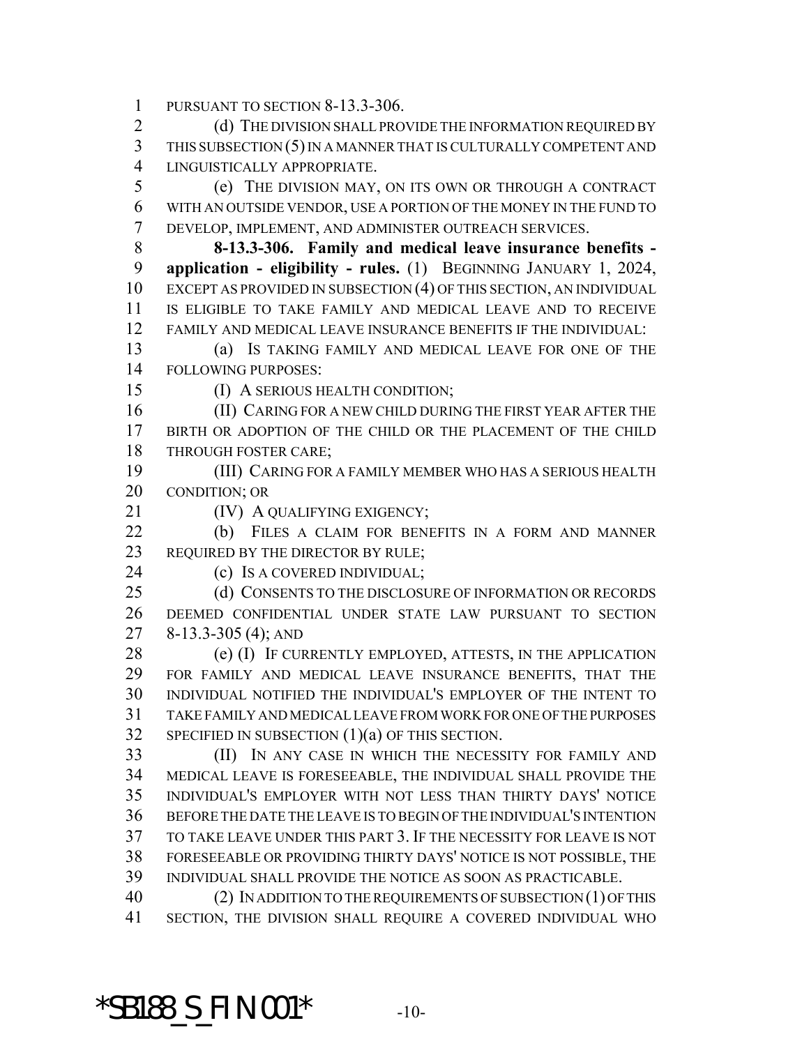PURSUANT TO SECTION 8-13.3-306.

(d) THE DIVISION SHALL PROVIDE THE INFORMATION REQUIRED BY THIS SUBSECTION (5) IN A MANNER THAT IS CULTURALLY COMPETENT AND LINGUISTICALLY APPROPRIATE.

(e) THE DIVISION MAY, ON ITS OWN OR THROUGH A CONTRACT WITH AN OUTSIDE VENDOR, USE A PORTION OF THE MONEY IN THE FUND TO DEVELOP, IMPLEMENT, AND ADMINISTER OUTREACH SERVICES.

**8-13.3-306. Family and medical leave insurance benefits - application - eligibility - rules.** (1) BEGINNING JANUARY 1, 2024, EXCEPT AS PROVIDED IN SUBSECTION (4) OF THIS SECTION, AN INDIVIDUAL IS ELIGIBLE TO TAKE FAMILY AND MEDICAL LEAVE AND TO RECEIVE FAMILY AND MEDICAL LEAVE INSURANCE BENEFITS IF THE INDIVIDUAL:

(a) IS TAKING FAMILY AND MEDICAL LEAVE FOR ONE OF THE FOLLOWING PURPOSES:

(I) A SERIOUS HEALTH CONDITION;

(II) CARING FOR A NEW CHILD DURING THE FIRST YEAR AFTER THE BIRTH OR ADOPTION OF THE CHILD OR THE PLACEMENT OF THE CHILD THROUGH FOSTER CARE;

(III) CARING FOR A FAMILY MEMBER WHO HAS A SERIOUS HEALTH CONDITION; OR

(IV) A QUALIFYING EXIGENCY;

(b) FILES A CLAIM FOR BENEFITS IN A FORM AND MANNER REQUIRED BY THE DIRECTOR BY RULE;

(c) IS A COVERED INDIVIDUAL;

(d) CONSENTS TO THE DISCLOSURE OF INFORMATION OR RECORDS DEEMED CONFIDENTIAL UNDER STATE LAW PURSUANT TO SECTION 8-13.3-305 (4); AND

(e) (I) IF CURRENTLY EMPLOYED, ATTESTS, IN THE APPLICATION FOR FAMILY AND MEDICAL LEAVE INSURANCE BENEFITS, THAT THE INDIVIDUAL NOTIFIED THE INDIVIDUAL'S EMPLOYER OF THE INTENT TO TAKE FAMILY AND MEDICAL LEAVE FROM WORK FOR ONE OF THE PURPOSES SPECIFIED IN SUBSECTION (1)(a) OF THIS SECTION.

(II) IN ANY CASE IN WHICH THE NECESSITY FOR FAMILY AND MEDICAL LEAVE IS FORESEEABLE, THE INDIVIDUAL SHALL PROVIDE THE INDIVIDUAL'S EMPLOYER WITH NOT LESS THAN THIRTY DAYS' NOTICE BEFORE THE DATE THE LEAVE IS TO BEGIN OF THE INDIVIDUAL'S INTENTION TO TAKE LEAVE UNDER THIS PART 3. IF THE NECESSITY FOR LEAVE IS NOT FORESEEABLE OR PROVIDING THIRTY DAYS' NOTICE IS NOT POSSIBLE, THE INDIVIDUAL SHALL PROVIDE THE NOTICE AS SOON AS PRACTICABLE.

(2) IN ADDITION TO THE REQUIREMENTS OF SUBSECTION (1) OF THIS SECTION, THE DIVISION SHALL REQUIRE A COVERED INDIVIDUAL WHO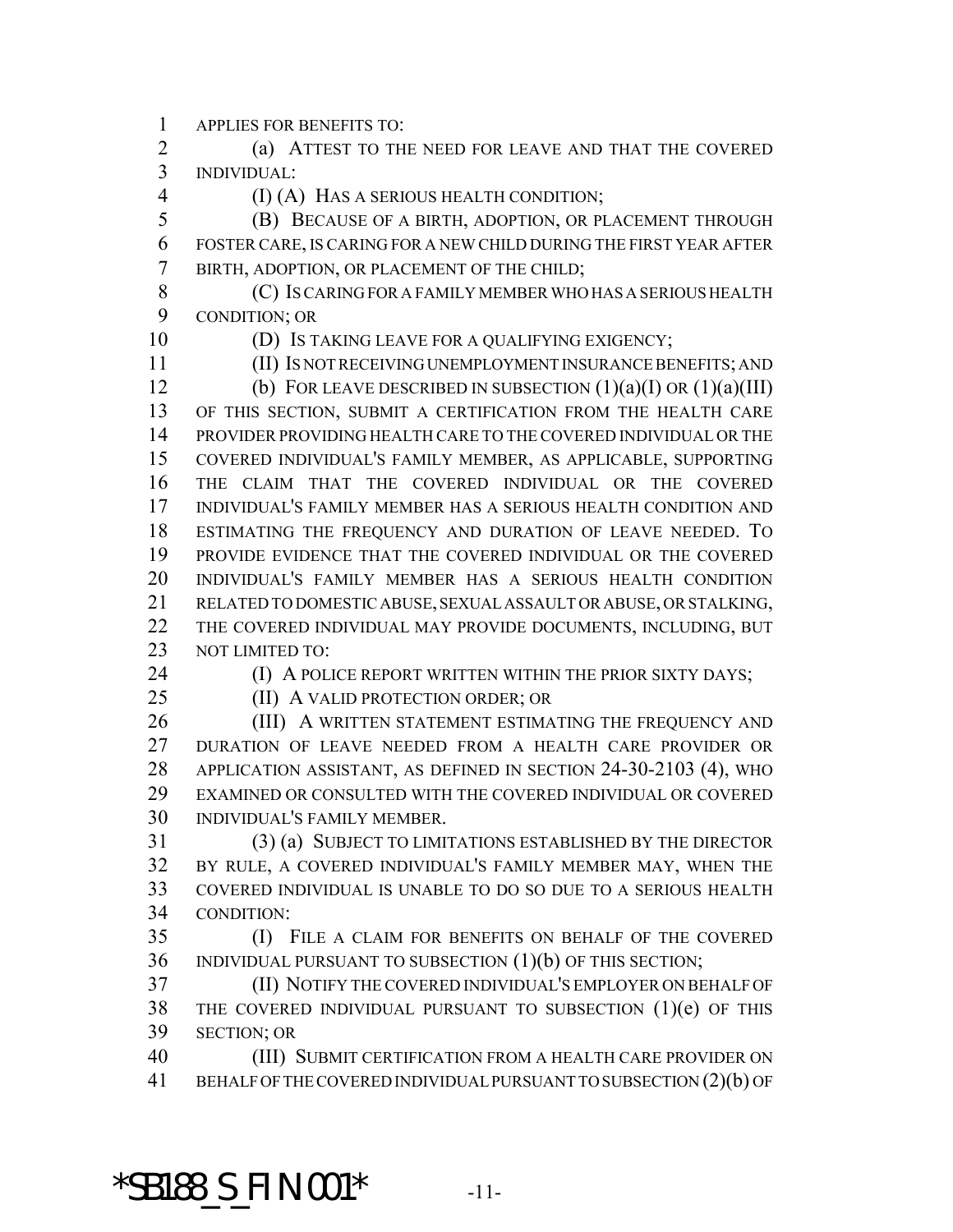APPLIES FOR BENEFITS TO:

(a) ATTEST TO THE NEED FOR LEAVE AND THAT THE COVERED INDIVIDUAL:

(I) (A) HAS A SERIOUS HEALTH CONDITION;

(B) BECAUSE OF A BIRTH, ADOPTION, OR PLACEMENT THROUGH FOSTER CARE, IS CARING FOR A NEW CHILD DURING THE FIRST YEAR AFTER BIRTH, ADOPTION, OR PLACEMENT OF THE CHILD;

(C) IS CARING FOR A FAMILY MEMBER WHO HAS A SERIOUS HEALTH CONDITION; OR

(D) IS TAKING LEAVE FOR A QUALIFYING EXIGENCY;

(II) IS NOT RECEIVING UNEMPLOYMENT INSURANCE BENEFITS; AND

(b) FOR LEAVE DESCRIBED IN SUBSECTION (1)(a)(I) OR (1)(a)(III) OF THIS SECTION, SUBMIT A CERTIFICATION FROM THE HEALTH CARE PROVIDER PROVIDING HEALTH CARE TO THE COVERED INDIVIDUAL OR THE COVERED INDIVIDUAL'S FAMILY MEMBER, AS APPLICABLE, SUPPORTING THE CLAIM THAT THE COVERED INDIVIDUAL OR THE COVERED INDIVIDUAL'S FAMILY MEMBER HAS A SERIOUS HEALTH CONDITION AND ESTIMATING THE FREQUENCY AND DURATION OF LEAVE NEEDED. TO PROVIDE EVIDENCE THAT THE COVERED INDIVIDUAL OR THE COVERED INDIVIDUAL'S FAMILY MEMBER HAS A SERIOUS HEALTH CONDITION RELATED TO DOMESTIC ABUSE, SEXUAL ASSAULT OR ABUSE, OR STALKING, THE COVERED INDIVIDUAL MAY PROVIDE DOCUMENTS, INCLUDING, BUT NOT LIMITED TO:

(I) A POLICE REPORT WRITTEN WITHIN THE PRIOR SIXTY DAYS;

(II) A VALID PROTECTION ORDER; OR

(III) A WRITTEN STATEMENT ESTIMATING THE FREQUENCY AND DURATION OF LEAVE NEEDED FROM A HEALTH CARE PROVIDER OR APPLICATION ASSISTANT, AS DEFINED IN SECTION 24-30-2103 (4), WHO EXAMINED OR CONSULTED WITH THE COVERED INDIVIDUAL OR COVERED INDIVIDUAL'S FAMILY MEMBER.

(3) (a) SUBJECT TO LIMITATIONS ESTABLISHED BY THE DIRECTOR BY RULE, A COVERED INDIVIDUAL'S FAMILY MEMBER MAY, WHEN THE COVERED INDIVIDUAL IS UNABLE TO DO SO DUE TO A SERIOUS HEALTH CONDITION:

(I) FILE A CLAIM FOR BENEFITS ON BEHALF OF THE COVERED INDIVIDUAL PURSUANT TO SUBSECTION (1)(b) OF THIS SECTION;

(II) NOTIFY THE COVERED INDIVIDUAL'S EMPLOYER ON BEHALF OF THE COVERED INDIVIDUAL PURSUANT TO SUBSECTION (1)(e) OF THIS SECTION; OR

(III) SUBMIT CERTIFICATION FROM A HEALTH CARE PROVIDER ON BEHALF OF THE COVERED INDIVIDUAL PURSUANT TO SUBSECTION (2)(b) OF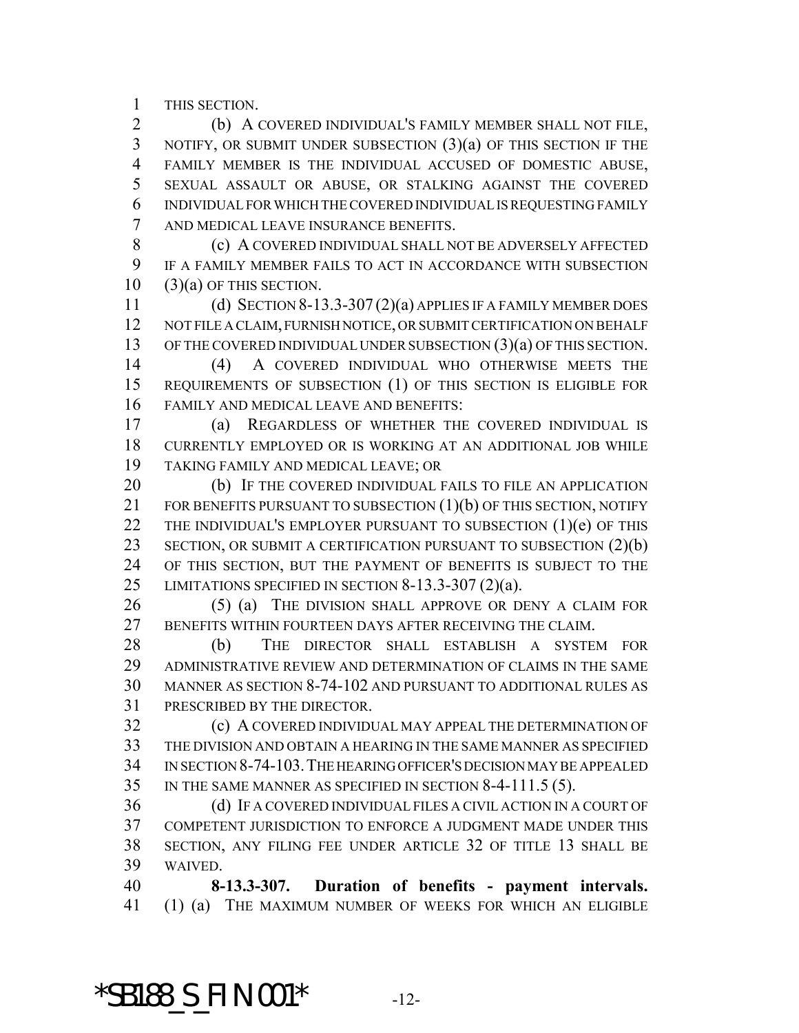THIS SECTION.

(b) A COVERED INDIVIDUAL'S FAMILY MEMBER SHALL NOT FILE, NOTIFY, OR SUBMIT UNDER SUBSECTION (3)(a) OF THIS SECTION IF THE FAMILY MEMBER IS THE INDIVIDUAL ACCUSED OF DOMESTIC ABUSE, SEXUAL ASSAULT OR ABUSE, OR STALKING AGAINST THE COVERED INDIVIDUAL FOR WHICH THE COVERED INDIVIDUAL IS REQUESTING FAMILY AND MEDICAL LEAVE INSURANCE BENEFITS.

(c) A COVERED INDIVIDUAL SHALL NOT BE ADVERSELY AFFECTED IF A FAMILY MEMBER FAILS TO ACT IN ACCORDANCE WITH SUBSECTION (3)(a) OF THIS SECTION.

(d) SECTION 8-13.3-307 (2)(a) APPLIES IF A FAMILY MEMBER DOES NOT FILE A CLAIM, FURNISH NOTICE, OR SUBMIT CERTIFICATION ON BEHALF OF THE COVERED INDIVIDUAL UNDER SUBSECTION (3)(a) OF THIS SECTION.

(4) A COVERED INDIVIDUAL WHO OTHERWISE MEETS THE REQUIREMENTS OF SUBSECTION (1) OF THIS SECTION IS ELIGIBLE FOR FAMILY AND MEDICAL LEAVE AND BENEFITS:

(a) REGARDLESS OF WHETHER THE COVERED INDIVIDUAL IS CURRENTLY EMPLOYED OR IS WORKING AT AN ADDITIONAL JOB WHILE TAKING FAMILY AND MEDICAL LEAVE; OR

(b) IF THE COVERED INDIVIDUAL FAILS TO FILE AN APPLICATION FOR BENEFITS PURSUANT TO SUBSECTION (1)(b) OF THIS SECTION, NOTIFY THE INDIVIDUAL'S EMPLOYER PURSUANT TO SUBSECTION (1)(e) OF THIS SECTION, OR SUBMIT A CERTIFICATION PURSUANT TO SUBSECTION (2)(b) OF THIS SECTION, BUT THE PAYMENT OF BENEFITS IS SUBJECT TO THE LIMITATIONS SPECIFIED IN SECTION 8-13.3-307 (2)(a).

(5) (a) THE DIVISION SHALL APPROVE OR DENY A CLAIM FOR BENEFITS WITHIN FOURTEEN DAYS AFTER RECEIVING THE CLAIM.

(b) THE DIRECTOR SHALL ESTABLISH A SYSTEM FOR ADMINISTRATIVE REVIEW AND DETERMINATION OF CLAIMS IN THE SAME MANNER AS SECTION 8-74-102 AND PURSUANT TO ADDITIONAL RULES AS PRESCRIBED BY THE DIRECTOR.

(c) A COVERED INDIVIDUAL MAY APPEAL THE DETERMINATION OF THE DIVISION AND OBTAIN A HEARING IN THE SAME MANNER AS SPECIFIED IN SECTION 8-74-103. THE HEARING OFFICER'S DECISION MAY BE APPEALED IN THE SAME MANNER AS SPECIFIED IN SECTION 8-4-111.5 (5).

(d) IF A COVERED INDIVIDUAL FILES A CIVIL ACTION IN A COURT OF COMPETENT JURISDICTION TO ENFORCE A JUDGMENT MADE UNDER THIS SECTION, ANY FILING FEE UNDER ARTICLE 32 OF TITLE 13 SHALL BE WAIVED.

**8-13.3-307. Duration of benefits - payment intervals.** (1) (a) THE MAXIMUM NUMBER OF WEEKS FOR WHICH AN ELIGIBLE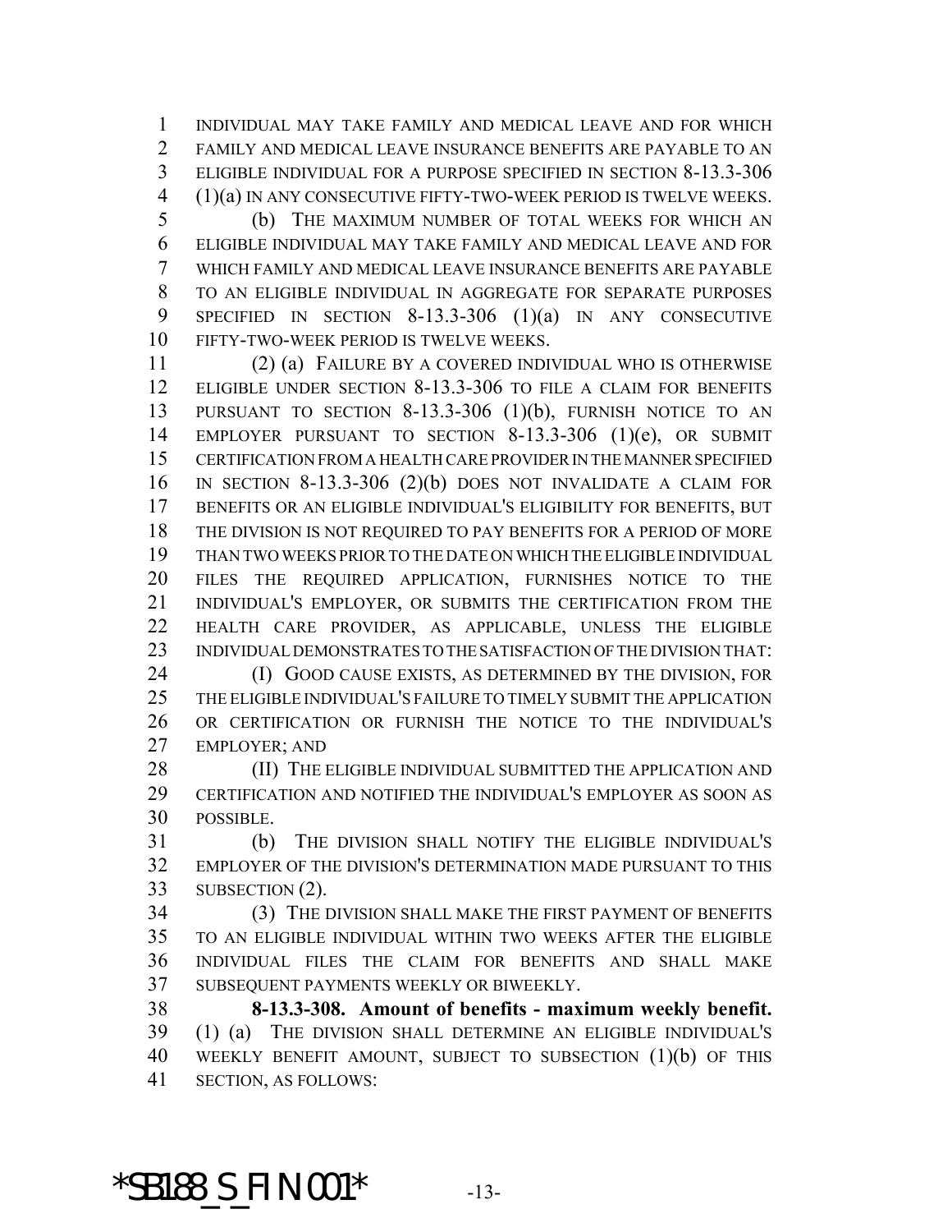INDIVIDUAL MAY TAKE FAMILY AND MEDICAL LEAVE AND FOR WHICH FAMILY AND MEDICAL LEAVE INSURANCE BENEFITS ARE PAYABLE TO AN ELIGIBLE INDIVIDUAL FOR A PURPOSE SPECIFIED IN SECTION 8-13.3-306 (1)(a) IN ANY CONSECUTIVE FIFTY-TWO-WEEK PERIOD IS TWELVE WEEKS.

(b) THE MAXIMUM NUMBER OF TOTAL WEEKS FOR WHICH AN ELIGIBLE INDIVIDUAL MAY TAKE FAMILY AND MEDICAL LEAVE AND FOR WHICH FAMILY AND MEDICAL LEAVE INSURANCE BENEFITS ARE PAYABLE TO AN ELIGIBLE INDIVIDUAL IN AGGREGATE FOR SEPARATE PURPOSES SPECIFIED IN SECTION 8-13.3-306 (1)(a) IN ANY CONSECUTIVE FIFTY-TWO-WEEK PERIOD IS TWELVE WEEKS.

(2) (a) FAILURE BY A COVERED INDIVIDUAL WHO IS OTHERWISE ELIGIBLE UNDER SECTION 8-13.3-306 TO FILE A CLAIM FOR BENEFITS PURSUANT TO SECTION 8-13.3-306 (1)(b), FURNISH NOTICE TO AN EMPLOYER PURSUANT TO SECTION 8-13.3-306 (1)(e), OR SUBMIT CERTIFICATION FROM A HEALTH CARE PROVIDER IN THE MANNER SPECIFIED IN SECTION 8-13.3-306 (2)(b) DOES NOT INVALIDATE A CLAIM FOR BENEFITS OR AN ELIGIBLE INDIVIDUAL'S ELIGIBILITY FOR BENEFITS, BUT THE DIVISION IS NOT REQUIRED TO PAY BENEFITS FOR A PERIOD OF MORE THAN TWO WEEKS PRIOR TO THE DATE ON WHICH THE ELIGIBLE INDIVIDUAL FILES THE REQUIRED APPLICATION, FURNISHES NOTICE TO THE INDIVIDUAL'S EMPLOYER, OR SUBMITS THE CERTIFICATION FROM THE HEALTH CARE PROVIDER, AS APPLICABLE, UNLESS THE ELIGIBLE INDIVIDUAL DEMONSTRATES TO THE SATISFACTION OF THE DIVISION THAT:

(I) GOOD CAUSE EXISTS, AS DETERMINED BY THE DIVISION, FOR THE ELIGIBLE INDIVIDUAL'S FAILURE TO TIMELY SUBMIT THE APPLICATION OR CERTIFICATION OR FURNISH THE NOTICE TO THE INDIVIDUAL'S EMPLOYER; AND

(II) THE ELIGIBLE INDIVIDUAL SUBMITTED THE APPLICATION AND CERTIFICATION AND NOTIFIED THE INDIVIDUAL'S EMPLOYER AS SOON AS POSSIBLE.

(b) THE DIVISION SHALL NOTIFY THE ELIGIBLE INDIVIDUAL'S EMPLOYER OF THE DIVISION'S DETERMINATION MADE PURSUANT TO THIS SUBSECTION (2).

(3) THE DIVISION SHALL MAKE THE FIRST PAYMENT OF BENEFITS TO AN ELIGIBLE INDIVIDUAL WITHIN TWO WEEKS AFTER THE ELIGIBLE INDIVIDUAL FILES THE CLAIM FOR BENEFITS AND SHALL MAKE SUBSEQUENT PAYMENTS WEEKLY OR BIWEEKLY.

**8-13.3-308. Amount of benefits - maximum weekly benefit.** (1) (a) THE DIVISION SHALL DETERMINE AN ELIGIBLE INDIVIDUAL'S WEEKLY BENEFIT AMOUNT, SUBJECT TO SUBSECTION (1)(b) OF THIS SECTION, AS FOLLOWS: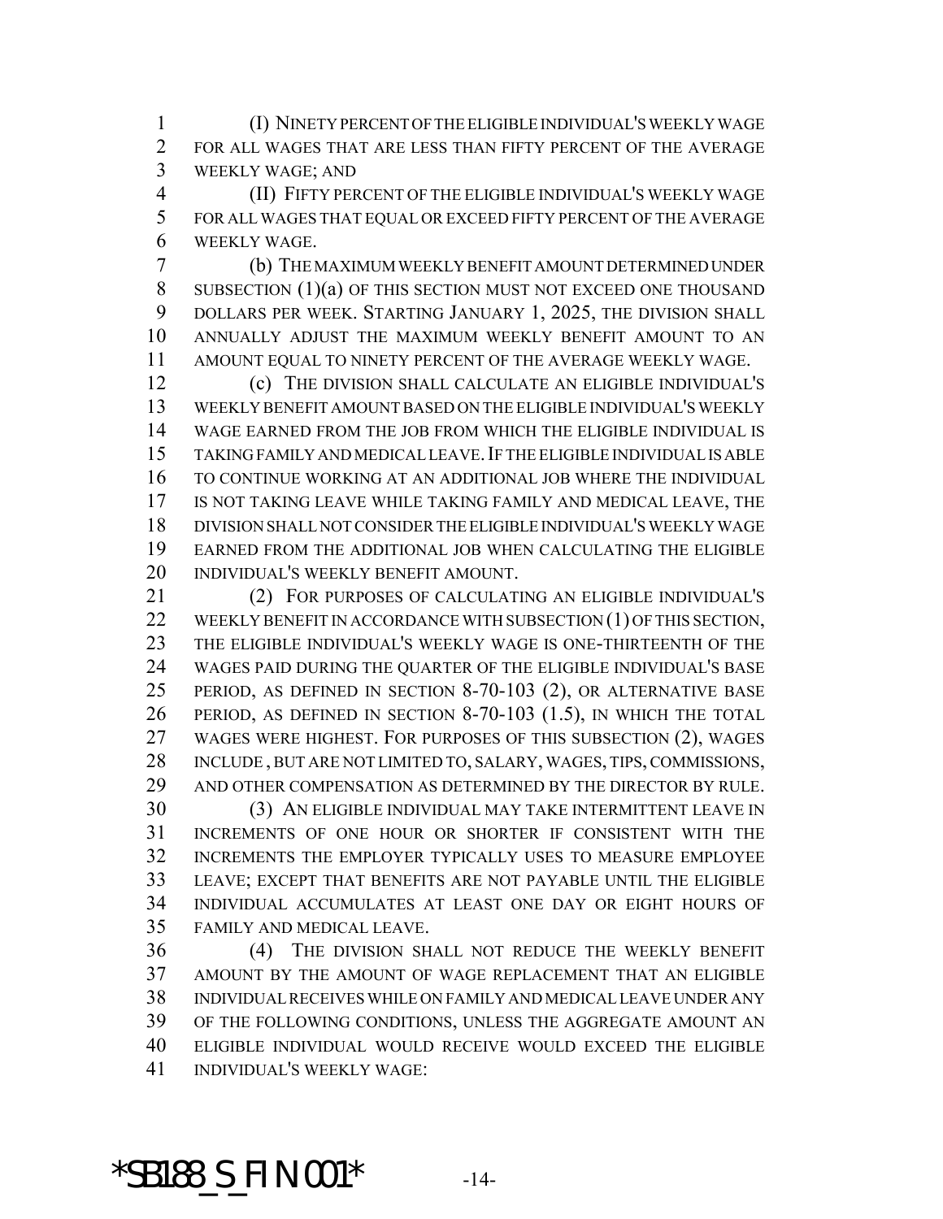(I) NINETY PERCENT OF THE ELIGIBLE INDIVIDUAL'S WEEKLY WAGE FOR ALL WAGES THAT ARE LESS THAN FIFTY PERCENT OF THE AVERAGE WEEKLY WAGE; AND

(II) FIFTY PERCENT OF THE ELIGIBLE INDIVIDUAL'S WEEKLY WAGE FOR ALL WAGES THAT EQUAL OR EXCEED FIFTY PERCENT OF THE AVERAGE WEEKLY WAGE.

(b) THE MAXIMUM WEEKLY BENEFIT AMOUNT DETERMINED UNDER SUBSECTION (1)(a) OF THIS SECTION MUST NOT EXCEED ONE THOUSAND DOLLARS PER WEEK. STARTING JANUARY 1, 2025, THE DIVISION SHALL ANNUALLY ADJUST THE MAXIMUM WEEKLY BENEFIT AMOUNT TO AN AMOUNT EQUAL TO NINETY PERCENT OF THE AVERAGE WEEKLY WAGE.

(c) THE DIVISION SHALL CALCULATE AN ELIGIBLE INDIVIDUAL'S WEEKLY BENEFIT AMOUNT BASED ON THE ELIGIBLE INDIVIDUAL'S WEEKLY WAGE EARNED FROM THE JOB FROM WHICH THE ELIGIBLE INDIVIDUAL IS TAKING FAMILY AND MEDICAL LEAVE. IF THE ELIGIBLE INDIVIDUAL IS ABLE TO CONTINUE WORKING AT AN ADDITIONAL JOB WHERE THE INDIVIDUAL IS NOT TAKING LEAVE WHILE TAKING FAMILY AND MEDICAL LEAVE, THE DIVISION SHALL NOT CONSIDER THE ELIGIBLE INDIVIDUAL'S WEEKLY WAGE EARNED FROM THE ADDITIONAL JOB WHEN CALCULATING THE ELIGIBLE INDIVIDUAL'S WEEKLY BENEFIT AMOUNT.

(2) FOR PURPOSES OF CALCULATING AN ELIGIBLE INDIVIDUAL'S WEEKLY BENEFIT IN ACCORDANCE WITH SUBSECTION (1) OF THIS SECTION, THE ELIGIBLE INDIVIDUAL'S WEEKLY WAGE IS ONE-THIRTEENTH OF THE WAGES PAID DURING THE QUARTER OF THE ELIGIBLE INDIVIDUAL'S BASE PERIOD, AS DEFINED IN SECTION 8-70-103 (2), OR ALTERNATIVE BASE PERIOD, AS DEFINED IN SECTION 8-70-103 (1.5), IN WHICH THE TOTAL WAGES WERE HIGHEST. FOR PURPOSES OF THIS SUBSECTION (2), WAGES INCLUDE , BUT ARE NOT LIMITED TO, SALARY, WAGES, TIPS, COMMISSIONS, AND OTHER COMPENSATION AS DETERMINED BY THE DIRECTOR BY RULE.

(3) AN ELIGIBLE INDIVIDUAL MAY TAKE INTERMITTENT LEAVE IN INCREMENTS OF ONE HOUR OR SHORTER IF CONSISTENT WITH THE INCREMENTS THE EMPLOYER TYPICALLY USES TO MEASURE EMPLOYEE LEAVE; EXCEPT THAT BENEFITS ARE NOT PAYABLE UNTIL THE ELIGIBLE INDIVIDUAL ACCUMULATES AT LEAST ONE DAY OR EIGHT HOURS OF FAMILY AND MEDICAL LEAVE.

(4) THE DIVISION SHALL NOT REDUCE THE WEEKLY BENEFIT AMOUNT BY THE AMOUNT OF WAGE REPLACEMENT THAT AN ELIGIBLE INDIVIDUAL RECEIVES WHILE ON FAMILY AND MEDICAL LEAVE UNDER ANY OF THE FOLLOWING CONDITIONS, UNLESS THE AGGREGATE AMOUNT AN ELIGIBLE INDIVIDUAL WOULD RECEIVE WOULD EXCEED THE ELIGIBLE INDIVIDUAL'S WEEKLY WAGE: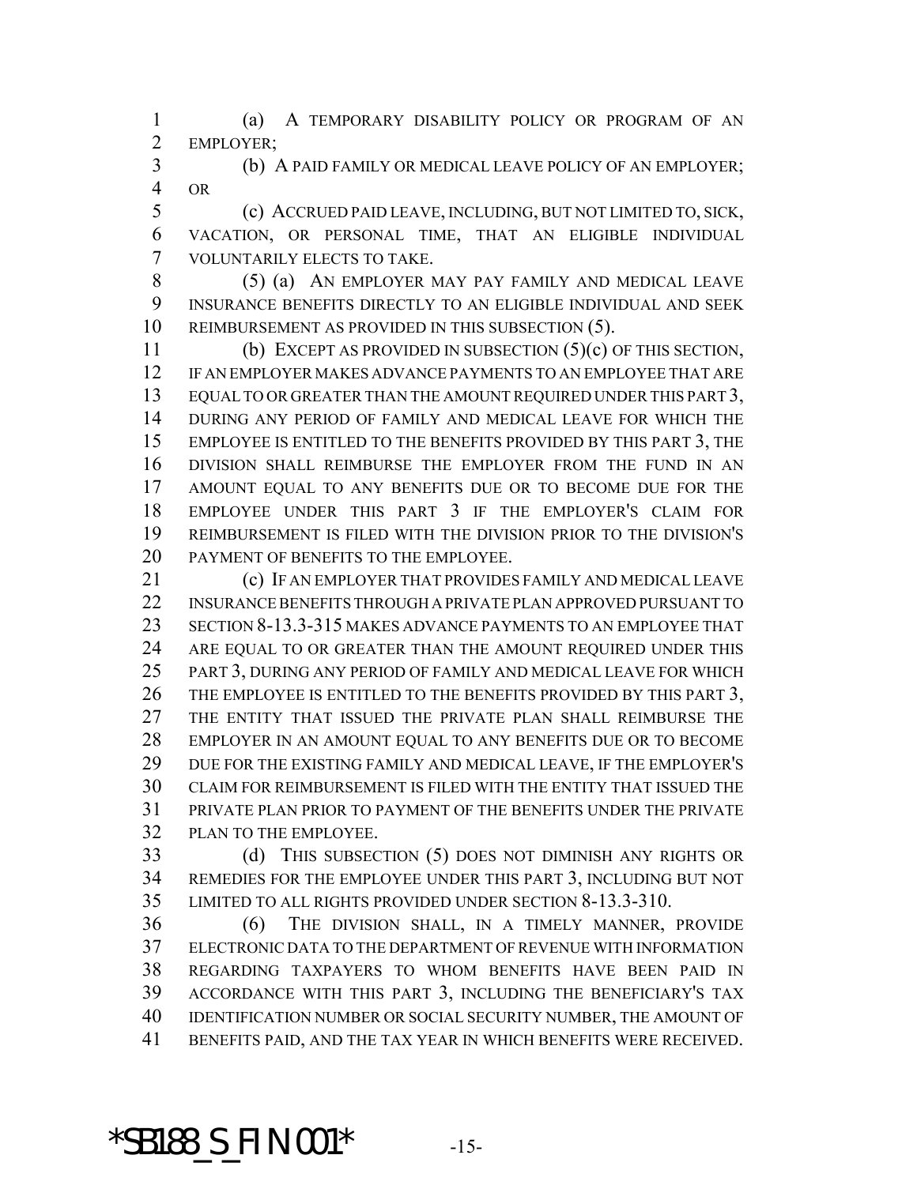(a) A TEMPORARY DISABILITY POLICY OR PROGRAM OF AN EMPLOYER;

(b) A PAID FAMILY OR MEDICAL LEAVE POLICY OF AN EMPLOYER; OR

(c) ACCRUED PAID LEAVE, INCLUDING, BUT NOT LIMITED TO, SICK, VACATION, OR PERSONAL TIME, THAT AN ELIGIBLE INDIVIDUAL VOLUNTARILY ELECTS TO TAKE.

(5) (a) AN EMPLOYER MAY PAY FAMILY AND MEDICAL LEAVE INSURANCE BENEFITS DIRECTLY TO AN ELIGIBLE INDIVIDUAL AND SEEK REIMBURSEMENT AS PROVIDED IN THIS SUBSECTION (5).

(b) EXCEPT AS PROVIDED IN SUBSECTION (5)(c) OF THIS SECTION, IF AN EMPLOYER MAKES ADVANCE PAYMENTS TO AN EMPLOYEE THAT ARE EQUAL TO OR GREATER THAN THE AMOUNT REQUIRED UNDER THIS PART 3, DURING ANY PERIOD OF FAMILY AND MEDICAL LEAVE FOR WHICH THE EMPLOYEE IS ENTITLED TO THE BENEFITS PROVIDED BY THIS PART 3, THE DIVISION SHALL REIMBURSE THE EMPLOYER FROM THE FUND IN AN AMOUNT EQUAL TO ANY BENEFITS DUE OR TO BECOME DUE FOR THE EMPLOYEE UNDER THIS PART 3 IF THE EMPLOYER'S CLAIM FOR REIMBURSEMENT IS FILED WITH THE DIVISION PRIOR TO THE DIVISION'S PAYMENT OF BENEFITS TO THE EMPLOYEE.

(c) IF AN EMPLOYER THAT PROVIDES FAMILY AND MEDICAL LEAVE INSURANCE BENEFITS THROUGH A PRIVATE PLAN APPROVED PURSUANT TO SECTION 8-13.3-315 MAKES ADVANCE PAYMENTS TO AN EMPLOYEE THAT ARE EQUAL TO OR GREATER THAN THE AMOUNT REQUIRED UNDER THIS PART 3, DURING ANY PERIOD OF FAMILY AND MEDICAL LEAVE FOR WHICH THE EMPLOYEE IS ENTITLED TO THE BENEFITS PROVIDED BY THIS PART 3, THE ENTITY THAT ISSUED THE PRIVATE PLAN SHALL REIMBURSE THE EMPLOYER IN AN AMOUNT EQUAL TO ANY BENEFITS DUE OR TO BECOME DUE FOR THE EXISTING FAMILY AND MEDICAL LEAVE, IF THE EMPLOYER'S CLAIM FOR REIMBURSEMENT IS FILED WITH THE ENTITY THAT ISSUED THE PRIVATE PLAN PRIOR TO PAYMENT OF THE BENEFITS UNDER THE PRIVATE PLAN TO THE EMPLOYEE.

(d) THIS SUBSECTION (5) DOES NOT DIMINISH ANY RIGHTS OR REMEDIES FOR THE EMPLOYEE UNDER THIS PART 3, INCLUDING BUT NOT LIMITED TO ALL RIGHTS PROVIDED UNDER SECTION 8-13.3-310.

(6) THE DIVISION SHALL, IN A TIMELY MANNER, PROVIDE ELECTRONIC DATA TO THE DEPARTMENT OF REVENUE WITH INFORMATION REGARDING TAXPAYERS TO WHOM BENEFITS HAVE BEEN PAID IN ACCORDANCE WITH THIS PART 3, INCLUDING THE BENEFICIARY'S TAX IDENTIFICATION NUMBER OR SOCIAL SECURITY NUMBER, THE AMOUNT OF BENEFITS PAID, AND THE TAX YEAR IN WHICH BENEFITS WERE RECEIVED.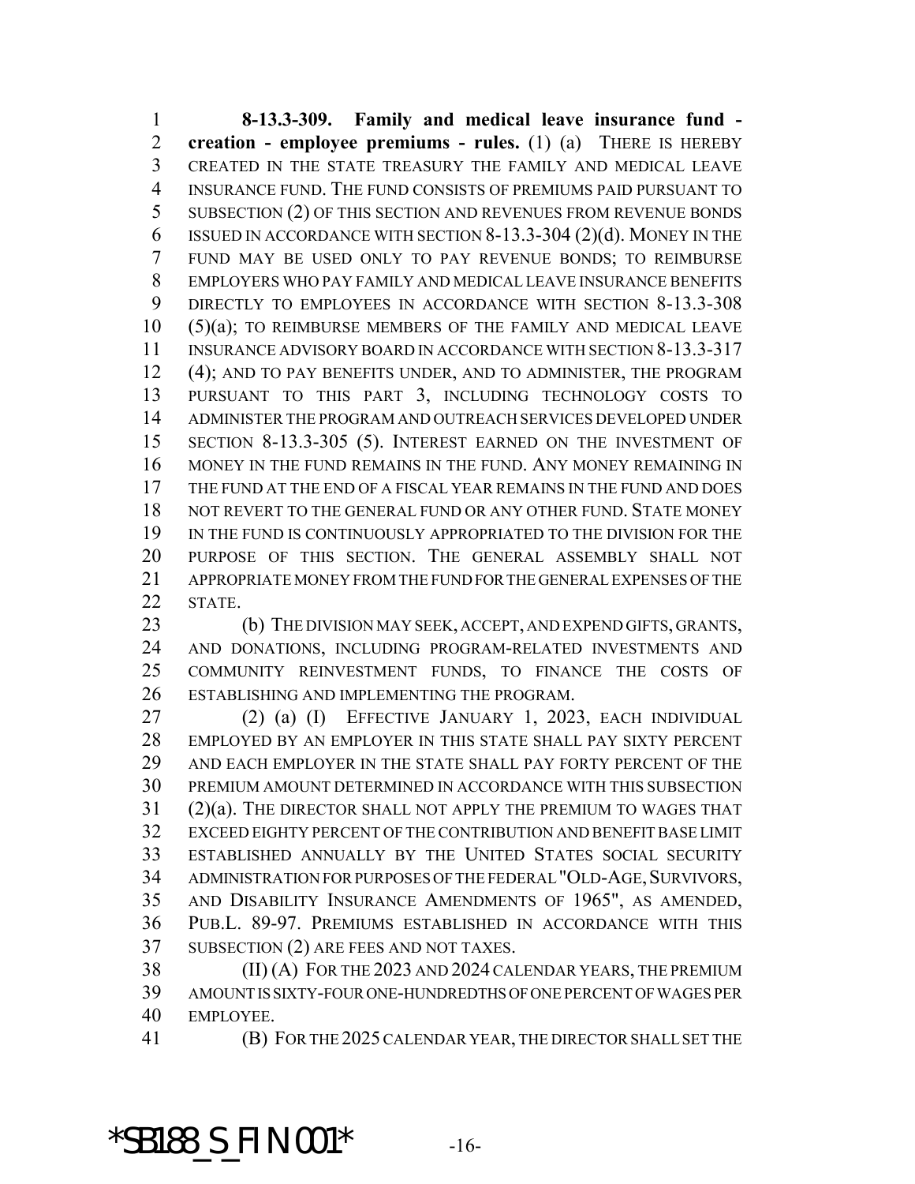**8-13.3-309. Family and medical leave insurance fund - creation - employee premiums - rules.** (1) (a) THERE IS HEREBY CREATED IN THE STATE TREASURY THE FAMILY AND MEDICAL LEAVE INSURANCE FUND. THE FUND CONSISTS OF PREMIUMS PAID PURSUANT TO SUBSECTION (2) OF THIS SECTION AND REVENUES FROM REVENUE BONDS ISSUED IN ACCORDANCE WITH SECTION 8-13.3-304 (2)(d). MONEY IN THE FUND MAY BE USED ONLY TO PAY REVENUE BONDS; TO REIMBURSE EMPLOYERS WHO PAY FAMILY AND MEDICAL LEAVE INSURANCE BENEFITS DIRECTLY TO EMPLOYEES IN ACCORDANCE WITH SECTION 8-13.3-308 (5)(a); TO REIMBURSE MEMBERS OF THE FAMILY AND MEDICAL LEAVE INSURANCE ADVISORY BOARD IN ACCORDANCE WITH SECTION 8-13.3-317 (4); AND TO PAY BENEFITS UNDER, AND TO ADMINISTER, THE PROGRAM PURSUANT TO THIS PART 3, INCLUDING TECHNOLOGY COSTS TO ADMINISTER THE PROGRAM AND OUTREACH SERVICES DEVELOPED UNDER SECTION 8-13.3-305 (5). INTEREST EARNED ON THE INVESTMENT OF MONEY IN THE FUND REMAINS IN THE FUND. ANY MONEY REMAINING IN THE FUND AT THE END OF A FISCAL YEAR REMAINS IN THE FUND AND DOES NOT REVERT TO THE GENERAL FUND OR ANY OTHER FUND. STATE MONEY IN THE FUND IS CONTINUOUSLY APPROPRIATED TO THE DIVISION FOR THE PURPOSE OF THIS SECTION. THE GENERAL ASSEMBLY SHALL NOT APPROPRIATE MONEY FROM THE FUND FOR THE GENERAL EXPENSES OF THE STATE.

(b) THE DIVISION MAY SEEK, ACCEPT, AND EXPEND GIFTS, GRANTS, AND DONATIONS, INCLUDING PROGRAM-RELATED INVESTMENTS AND COMMUNITY REINVESTMENT FUNDS, TO FINANCE THE COSTS OF ESTABLISHING AND IMPLEMENTING THE PROGRAM.

(2) (a) (I) EFFECTIVE JANUARY 1, 2023, EACH INDIVIDUAL EMPLOYED BY AN EMPLOYER IN THIS STATE SHALL PAY SIXTY PERCENT AND EACH EMPLOYER IN THE STATE SHALL PAY FORTY PERCENT OF THE PREMIUM AMOUNT DETERMINED IN ACCORDANCE WITH THIS SUBSECTION (2)(a). THE DIRECTOR SHALL NOT APPLY THE PREMIUM TO WAGES THAT EXCEED EIGHTY PERCENT OF THE CONTRIBUTION AND BENEFIT BASE LIMIT ESTABLISHED ANNUALLY BY THE UNITED STATES SOCIAL SECURITY ADMINISTRATION FOR PURPOSES OF THE FEDERAL "OLD-AGE, SURVIVORS, AND DISABILITY INSURANCE AMENDMENTS OF 1965", AS AMENDED, PUB.L. 89-97. PREMIUMS ESTABLISHED IN ACCORDANCE WITH THIS SUBSECTION (2) ARE FEES AND NOT TAXES.

(II) (A) FOR THE 2023 AND 2024 CALENDAR YEARS, THE PREMIUM AMOUNT IS SIXTY-FOUR ONE-HUNDREDTHS OF ONE PERCENT OF WAGES PER EMPLOYEE.

(B) FOR THE 2025 CALENDAR YEAR, THE DIRECTOR SHALL SET THE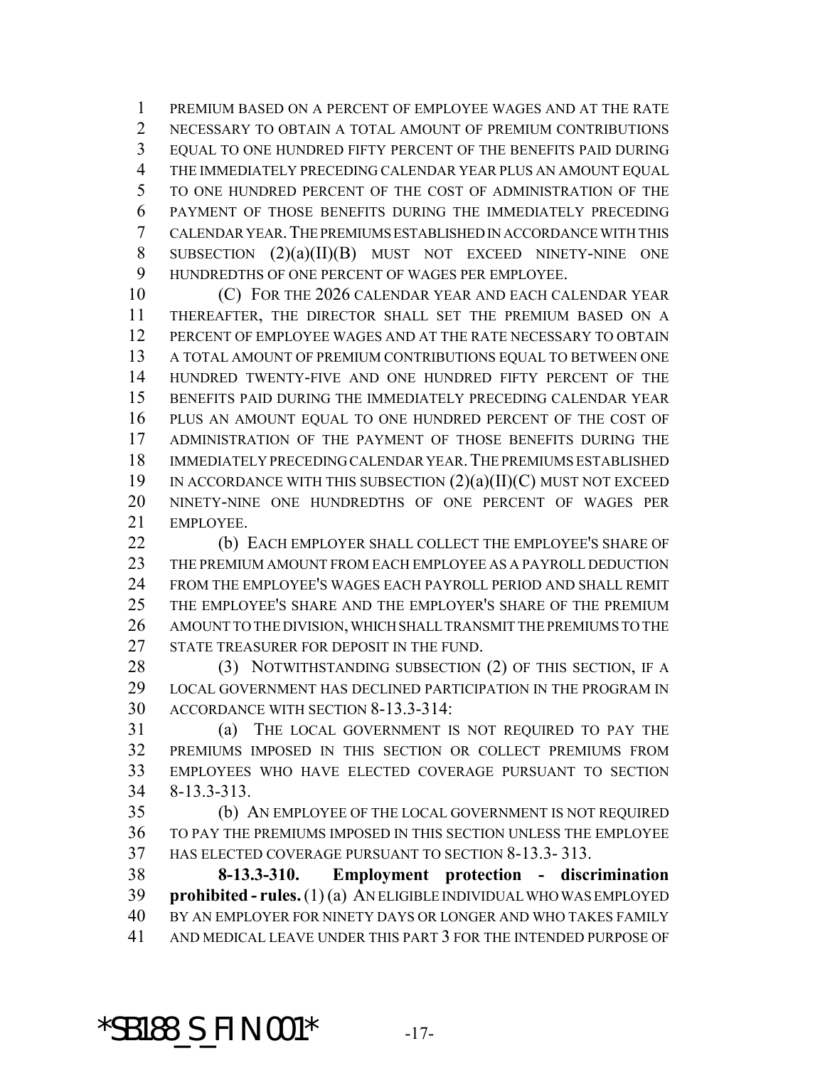PREMIUM BASED ON A PERCENT OF EMPLOYEE WAGES AND AT THE RATE NECESSARY TO OBTAIN A TOTAL AMOUNT OF PREMIUM CONTRIBUTIONS EQUAL TO ONE HUNDRED FIFTY PERCENT OF THE BENEFITS PAID DURING THE IMMEDIATELY PRECEDING CALENDAR YEAR PLUS AN AMOUNT EQUAL TO ONE HUNDRED PERCENT OF THE COST OF ADMINISTRATION OF THE PAYMENT OF THOSE BENEFITS DURING THE IMMEDIATELY PRECEDING CALENDAR YEAR. THE PREMIUMS ESTABLISHED IN ACCORDANCE WITH THIS SUBSECTION (2)(a)(II)(B) MUST NOT EXCEED NINETY-NINE ONE HUNDREDTHS OF ONE PERCENT OF WAGES PER EMPLOYEE.

(C) FOR THE 2026 CALENDAR YEAR AND EACH CALENDAR YEAR THEREAFTER, THE DIRECTOR SHALL SET THE PREMIUM BASED ON A PERCENT OF EMPLOYEE WAGES AND AT THE RATE NECESSARY TO OBTAIN A TOTAL AMOUNT OF PREMIUM CONTRIBUTIONS EQUAL TO BETWEEN ONE HUNDRED TWENTY-FIVE AND ONE HUNDRED FIFTY PERCENT OF THE BENEFITS PAID DURING THE IMMEDIATELY PRECEDING CALENDAR YEAR PLUS AN AMOUNT EQUAL TO ONE HUNDRED PERCENT OF THE COST OF ADMINISTRATION OF THE PAYMENT OF THOSE BENEFITS DURING THE IMMEDIATELY PRECEDING CALENDAR YEAR. THE PREMIUMS ESTABLISHED IN ACCORDANCE WITH THIS SUBSECTION (2)(a)(II)(C) MUST NOT EXCEED NINETY-NINE ONE HUNDREDTHS OF ONE PERCENT OF WAGES PER EMPLOYEE.

(b) EACH EMPLOYER SHALL COLLECT THE EMPLOYEE'S SHARE OF THE PREMIUM AMOUNT FROM EACH EMPLOYEE AS A PAYROLL DEDUCTION FROM THE EMPLOYEE'S WAGES EACH PAYROLL PERIOD AND SHALL REMIT THE EMPLOYEE'S SHARE AND THE EMPLOYER'S SHARE OF THE PREMIUM AMOUNT TO THE DIVISION, WHICH SHALL TRANSMIT THE PREMIUMS TO THE STATE TREASURER FOR DEPOSIT IN THE FUND.

(3) NOTWITHSTANDING SUBSECTION (2) OF THIS SECTION, IF A LOCAL GOVERNMENT HAS DECLINED PARTICIPATION IN THE PROGRAM IN ACCORDANCE WITH SECTION 8-13.3-314:

(a) THE LOCAL GOVERNMENT IS NOT REQUIRED TO PAY THE PREMIUMS IMPOSED IN THIS SECTION OR COLLECT PREMIUMS FROM EMPLOYEES WHO HAVE ELECTED COVERAGE PURSUANT TO SECTION 8-13.3-313.

(b) AN EMPLOYEE OF THE LOCAL GOVERNMENT IS NOT REQUIRED TO PAY THE PREMIUMS IMPOSED IN THIS SECTION UNLESS THE EMPLOYEE HAS ELECTED COVERAGE PURSUANT TO SECTION 8-13.3- 313.

**8-13.3-310. Employment protection - discrimination prohibited - rules.** (1) (a) AN ELIGIBLE INDIVIDUAL WHO WAS EMPLOYED BY AN EMPLOYER FOR NINETY DAYS OR LONGER AND WHO TAKES FAMILY AND MEDICAL LEAVE UNDER THIS PART 3 FOR THE INTENDED PURPOSE OF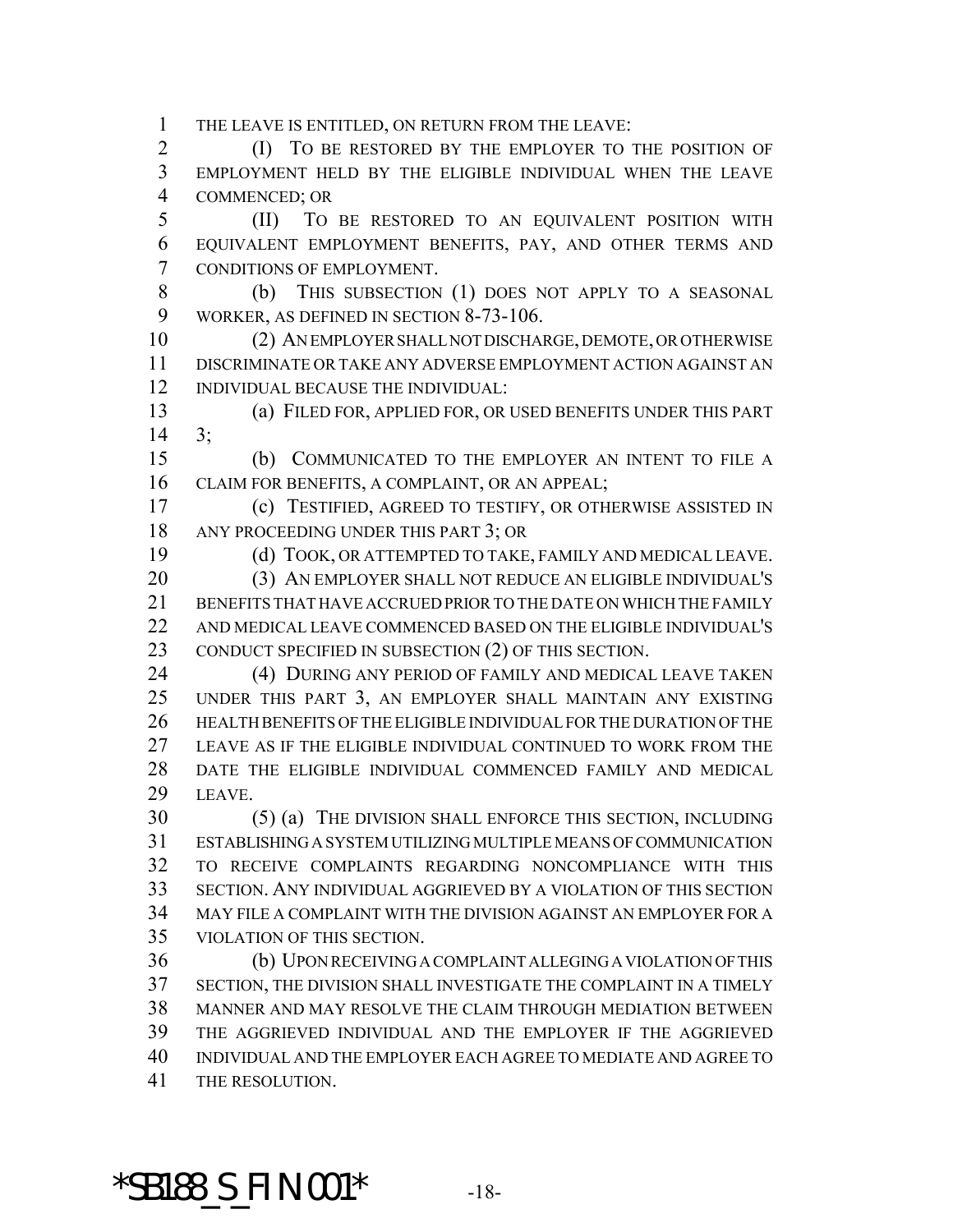THE LEAVE IS ENTITLED, ON RETURN FROM THE LEAVE:

(I) TO BE RESTORED BY THE EMPLOYER TO THE POSITION OF EMPLOYMENT HELD BY THE ELIGIBLE INDIVIDUAL WHEN THE LEAVE COMMENCED; OR

(II) TO BE RESTORED TO AN EQUIVALENT POSITION WITH EQUIVALENT EMPLOYMENT BENEFITS, PAY, AND OTHER TERMS AND CONDITIONS OF EMPLOYMENT.

(b) THIS SUBSECTION (1) DOES NOT APPLY TO A SEASONAL WORKER, AS DEFINED IN SECTION 8-73-106.

(2) AN EMPLOYER SHALL NOT DISCHARGE, DEMOTE, OR OTHERWISE DISCRIMINATE OR TAKE ANY ADVERSE EMPLOYMENT ACTION AGAINST AN INDIVIDUAL BECAUSE THE INDIVIDUAL:

(a) FILED FOR, APPLIED FOR, OR USED BENEFITS UNDER THIS PART 3;

(b) COMMUNICATED TO THE EMPLOYER AN INTENT TO FILE A CLAIM FOR BENEFITS, A COMPLAINT, OR AN APPEAL;

(c) TESTIFIED, AGREED TO TESTIFY, OR OTHERWISE ASSISTED IN ANY PROCEEDING UNDER THIS PART 3; OR

(d) TOOK, OR ATTEMPTED TO TAKE, FAMILY AND MEDICAL LEAVE.

(3) AN EMPLOYER SHALL NOT REDUCE AN ELIGIBLE INDIVIDUAL'S BENEFITS THAT HAVE ACCRUED PRIOR TO THE DATE ON WHICH THE FAMILY AND MEDICAL LEAVE COMMENCED BASED ON THE ELIGIBLE INDIVIDUAL'S CONDUCT SPECIFIED IN SUBSECTION (2) OF THIS SECTION.

(4) DURING ANY PERIOD OF FAMILY AND MEDICAL LEAVE TAKEN UNDER THIS PART 3, AN EMPLOYER SHALL MAINTAIN ANY EXISTING HEALTH BENEFITS OF THE ELIGIBLE INDIVIDUAL FOR THE DURATION OF THE LEAVE AS IF THE ELIGIBLE INDIVIDUAL CONTINUED TO WORK FROM THE DATE THE ELIGIBLE INDIVIDUAL COMMENCED FAMILY AND MEDICAL LEAVE.

(5) (a) THE DIVISION SHALL ENFORCE THIS SECTION, INCLUDING ESTABLISHING A SYSTEM UTILIZING MULTIPLE MEANS OF COMMUNICATION TO RECEIVE COMPLAINTS REGARDING NONCOMPLIANCE WITH THIS SECTION. ANY INDIVIDUAL AGGRIEVED BY A VIOLATION OF THIS SECTION MAY FILE A COMPLAINT WITH THE DIVISION AGAINST AN EMPLOYER FOR A VIOLATION OF THIS SECTION.

(b) UPON RECEIVING A COMPLAINT ALLEGING A VIOLATION OF THIS SECTION, THE DIVISION SHALL INVESTIGATE THE COMPLAINT IN A TIMELY MANNER AND MAY RESOLVE THE CLAIM THROUGH MEDIATION BETWEEN THE AGGRIEVED INDIVIDUAL AND THE EMPLOYER IF THE AGGRIEVED INDIVIDUAL AND THE EMPLOYER EACH AGREE TO MEDIATE AND AGREE TO THE RESOLUTION.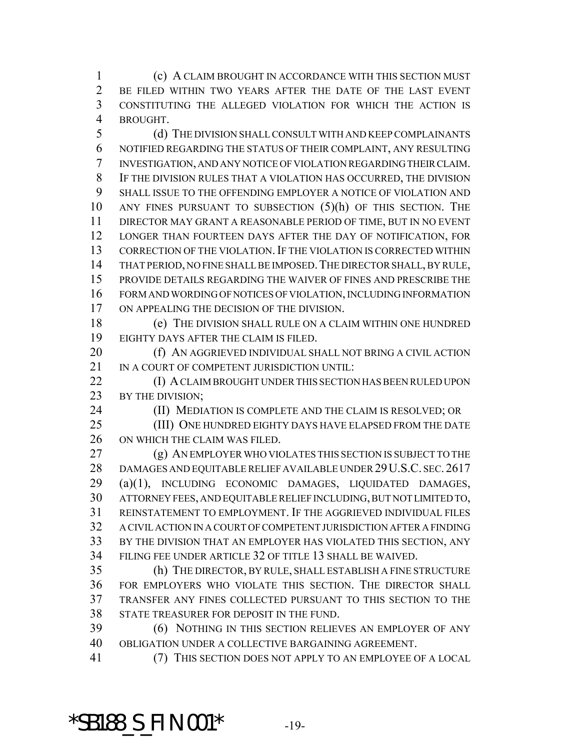(c) A CLAIM BROUGHT IN ACCORDANCE WITH THIS SECTION MUST BE FILED WITHIN TWO YEARS AFTER THE DATE OF THE LAST EVENT CONSTITUTING THE ALLEGED VIOLATION FOR WHICH THE ACTION IS BROUGHT.

(d) THE DIVISION SHALL CONSULT WITH AND KEEP COMPLAINANTS NOTIFIED REGARDING THE STATUS OF THEIR COMPLAINT, ANY RESULTING INVESTIGATION, AND ANY NOTICE OF VIOLATION REGARDING THEIR CLAIM. IF THE DIVISION RULES THAT A VIOLATION HAS OCCURRED, THE DIVISION SHALL ISSUE TO THE OFFENDING EMPLOYER A NOTICE OF VIOLATION AND ANY FINES PURSUANT TO SUBSECTION (5)(h) OF THIS SECTION. THE DIRECTOR MAY GRANT A REASONABLE PERIOD OF TIME, BUT IN NO EVENT LONGER THAN FOURTEEN DAYS AFTER THE DAY OF NOTIFICATION, FOR CORRECTION OF THE VIOLATION. IF THE VIOLATION IS CORRECTED WITHIN THAT PERIOD, NO FINE SHALL BE IMPOSED. THE DIRECTOR SHALL, BY RULE, PROVIDE DETAILS REGARDING THE WAIVER OF FINES AND PRESCRIBE THE FORM AND WORDING OF NOTICES OF VIOLATION, INCLUDING INFORMATION ON APPEALING THE DECISION OF THE DIVISION.

(e) THE DIVISION SHALL RULE ON A CLAIM WITHIN ONE HUNDRED EIGHTY DAYS AFTER THE CLAIM IS FILED.

(f) AN AGGRIEVED INDIVIDUAL SHALL NOT BRING A CIVIL ACTION IN A COURT OF COMPETENT JURISDICTION UNTIL:

(I) A CLAIM BROUGHT UNDER THIS SECTION HAS BEEN RULED UPON BY THE DIVISION;

(II) MEDIATION IS COMPLETE AND THE CLAIM IS RESOLVED; OR

(III) ONE HUNDRED EIGHTY DAYS HAVE ELAPSED FROM THE DATE ON WHICH THE CLAIM WAS FILED.

(g) AN EMPLOYER WHO VIOLATES THIS SECTION IS SUBJECT TO THE DAMAGES AND EQUITABLE RELIEF AVAILABLE UNDER 29 U.S.C. SEC. 2617 (a)(1), INCLUDING ECONOMIC DAMAGES, LIQUIDATED DAMAGES, ATTORNEY FEES, AND EQUITABLE RELIEF INCLUDING, BUT NOT LIMITED TO, REINSTATEMENT TO EMPLOYMENT. IF THE AGGRIEVED INDIVIDUAL FILES A CIVIL ACTION IN A COURT OF COMPETENT JURISDICTION AFTER A FINDING BY THE DIVISION THAT AN EMPLOYER HAS VIOLATED THIS SECTION, ANY FILING FEE UNDER ARTICLE 32 OF TITLE 13 SHALL BE WAIVED.

(h) THE DIRECTOR, BY RULE, SHALL ESTABLISH A FINE STRUCTURE FOR EMPLOYERS WHO VIOLATE THIS SECTION. THE DIRECTOR SHALL TRANSFER ANY FINES COLLECTED PURSUANT TO THIS SECTION TO THE STATE TREASURER FOR DEPOSIT IN THE FUND.

(6) NOTHING IN THIS SECTION RELIEVES AN EMPLOYER OF ANY OBLIGATION UNDER A COLLECTIVE BARGAINING AGREEMENT.

(7) THIS SECTION DOES NOT APPLY TO AN EMPLOYEE OF A LOCAL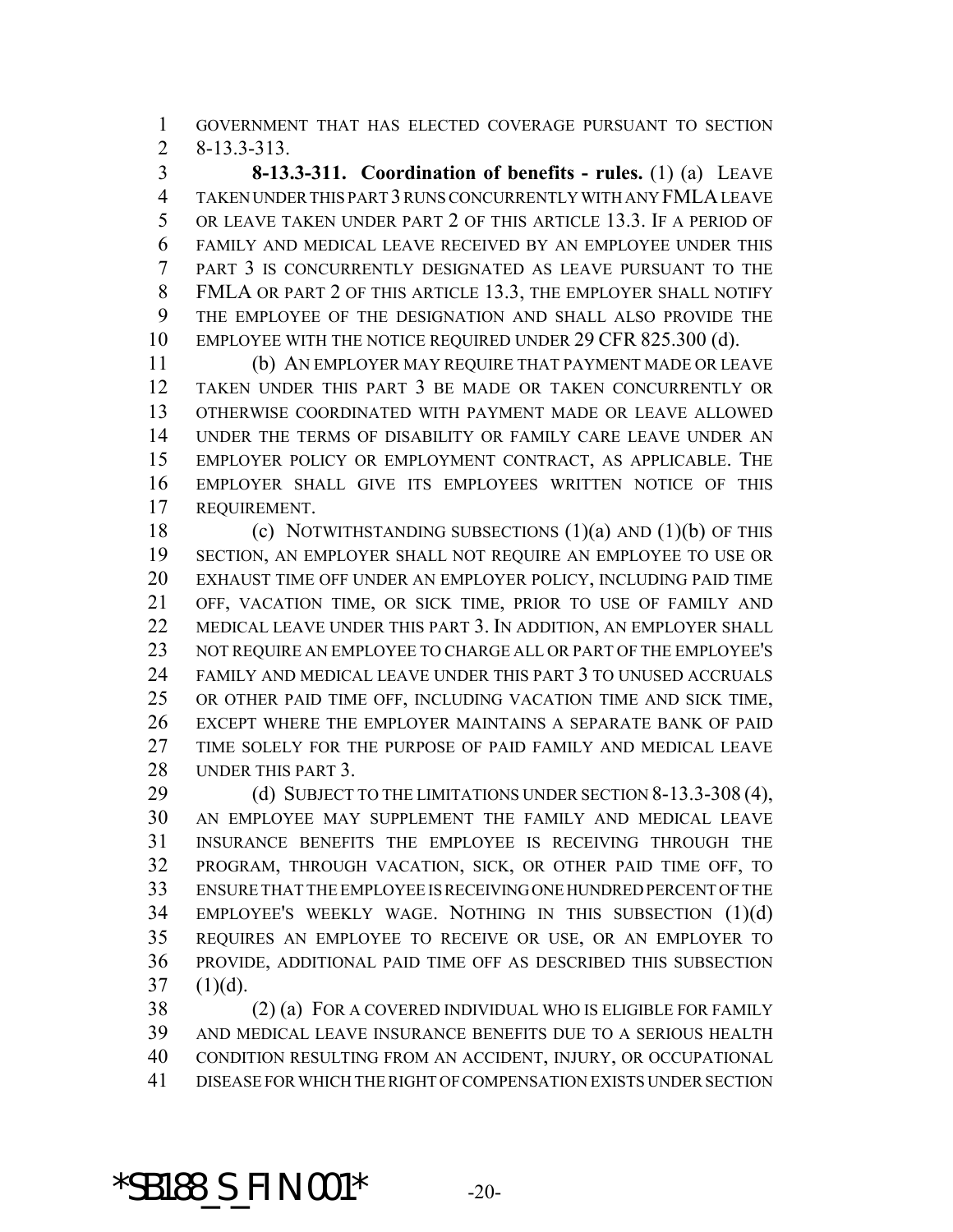GOVERNMENT THAT HAS ELECTED COVERAGE PURSUANT TO SECTION 8-13.3-313.

**8-13.3-311. Coordination of benefits - rules.** (1) (a) LEAVE TAKEN UNDER THIS PART 3 RUNS CONCURRENTLY WITH ANY FMLA LEAVE OR LEAVE TAKEN UNDER PART 2 OF THIS ARTICLE 13.3. IF A PERIOD OF FAMILY AND MEDICAL LEAVE RECEIVED BY AN EMPLOYEE UNDER THIS PART 3 IS CONCURRENTLY DESIGNATED AS LEAVE PURSUANT TO THE FMLA OR PART 2 OF THIS ARTICLE 13.3, THE EMPLOYER SHALL NOTIFY THE EMPLOYEE OF THE DESIGNATION AND SHALL ALSO PROVIDE THE EMPLOYEE WITH THE NOTICE REQUIRED UNDER 29 CFR 825.300 (d).

(b) AN EMPLOYER MAY REQUIRE THAT PAYMENT MADE OR LEAVE TAKEN UNDER THIS PART 3 BE MADE OR TAKEN CONCURRENTLY OR OTHERWISE COORDINATED WITH PAYMENT MADE OR LEAVE ALLOWED UNDER THE TERMS OF DISABILITY OR FAMILY CARE LEAVE UNDER AN EMPLOYER POLICY OR EMPLOYMENT CONTRACT, AS APPLICABLE. THE EMPLOYER SHALL GIVE ITS EMPLOYEES WRITTEN NOTICE OF THIS REQUIREMENT.

(c) NOTWITHSTANDING SUBSECTIONS (1)(a) AND (1)(b) OF THIS SECTION, AN EMPLOYER SHALL NOT REQUIRE AN EMPLOYEE TO USE OR EXHAUST TIME OFF UNDER AN EMPLOYER POLICY, INCLUDING PAID TIME OFF, VACATION TIME, OR SICK TIME, PRIOR TO USE OF FAMILY AND MEDICAL LEAVE UNDER THIS PART 3. IN ADDITION, AN EMPLOYER SHALL NOT REQUIRE AN EMPLOYEE TO CHARGE ALL OR PART OF THE EMPLOYEE'S FAMILY AND MEDICAL LEAVE UNDER THIS PART 3 TO UNUSED ACCRUALS OR OTHER PAID TIME OFF, INCLUDING VACATION TIME AND SICK TIME, EXCEPT WHERE THE EMPLOYER MAINTAINS A SEPARATE BANK OF PAID TIME SOLELY FOR THE PURPOSE OF PAID FAMILY AND MEDICAL LEAVE UNDER THIS PART 3.

(d) SUBJECT TO THE LIMITATIONS UNDER SECTION 8-13.3-308 (4), AN EMPLOYEE MAY SUPPLEMENT THE FAMILY AND MEDICAL LEAVE INSURANCE BENEFITS THE EMPLOYEE IS RECEIVING THROUGH THE PROGRAM, THROUGH VACATION, SICK, OR OTHER PAID TIME OFF, TO ENSURE THAT THE EMPLOYEE IS RECEIVING ONE HUNDRED PERCENT OF THE EMPLOYEE'S WEEKLY WAGE. NOTHING IN THIS SUBSECTION (1)(d) REQUIRES AN EMPLOYEE TO RECEIVE OR USE, OR AN EMPLOYER TO PROVIDE, ADDITIONAL PAID TIME OFF AS DESCRIBED THIS SUBSECTION (1)(d).

(2) (a) FOR A COVERED INDIVIDUAL WHO IS ELIGIBLE FOR FAMILY AND MEDICAL LEAVE INSURANCE BENEFITS DUE TO A SERIOUS HEALTH CONDITION RESULTING FROM AN ACCIDENT, INJURY, OR OCCUPATIONAL DISEASE FOR WHICH THE RIGHT OF COMPENSATION EXISTS UNDER SECTION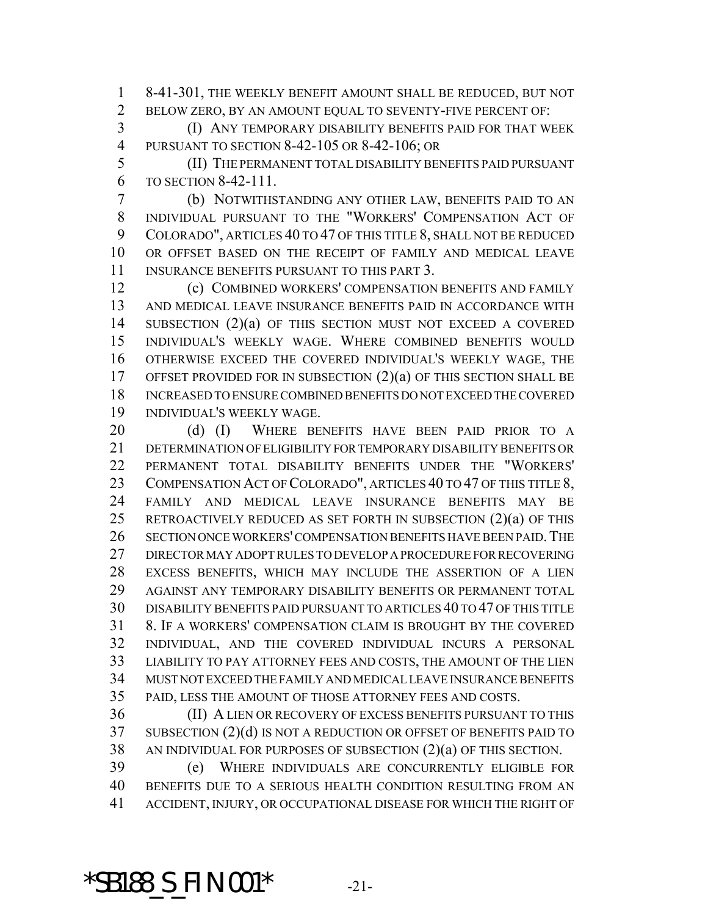8-41-301, THE WEEKLY BENEFIT AMOUNT SHALL BE REDUCED, BUT NOT BELOW ZERO, BY AN AMOUNT EQUAL TO SEVENTY-FIVE PERCENT OF:

(I) ANY TEMPORARY DISABILITY BENEFITS PAID FOR THAT WEEK PURSUANT TO SECTION 8-42-105 OR 8-42-106; OR

(II) THE PERMANENT TOTAL DISABILITY BENEFITS PAID PURSUANT TO SECTION 8-42-111.

(b) NOTWITHSTANDING ANY OTHER LAW, BENEFITS PAID TO AN INDIVIDUAL PURSUANT TO THE "WORKERS' COMPENSATION ACT OF COLORADO", ARTICLES 40 TO 47 OF THIS TITLE 8, SHALL NOT BE REDUCED OR OFFSET BASED ON THE RECEIPT OF FAMILY AND MEDICAL LEAVE INSURANCE BENEFITS PURSUANT TO THIS PART 3.

(c) COMBINED WORKERS' COMPENSATION BENEFITS AND FAMILY AND MEDICAL LEAVE INSURANCE BENEFITS PAID IN ACCORDANCE WITH SUBSECTION (2)(a) OF THIS SECTION MUST NOT EXCEED A COVERED INDIVIDUAL'S WEEKLY WAGE. WHERE COMBINED BENEFITS WOULD OTHERWISE EXCEED THE COVERED INDIVIDUAL'S WEEKLY WAGE, THE OFFSET PROVIDED FOR IN SUBSECTION (2)(a) OF THIS SECTION SHALL BE INCREASED TO ENSURE COMBINED BENEFITS DO NOT EXCEED THE COVERED INDIVIDUAL'S WEEKLY WAGE.

(d) (I) WHERE BENEFITS HAVE BEEN PAID PRIOR TO A DETERMINATION OF ELIGIBILITY FOR TEMPORARY DISABILITY BENEFITS OR PERMANENT TOTAL DISABILITY BENEFITS UNDER THE "WORKERS' COMPENSATION ACT OF COLORADO", ARTICLES 40 TO 47 OF THIS TITLE 8, FAMILY AND MEDICAL LEAVE INSURANCE BENEFITS MAY BE RETROACTIVELY REDUCED AS SET FORTH IN SUBSECTION (2)(a) OF THIS SECTION ONCE WORKERS' COMPENSATION BENEFITS HAVE BEEN PAID. THE DIRECTOR MAY ADOPT RULES TO DEVELOP A PROCEDURE FOR RECOVERING EXCESS BENEFITS, WHICH MAY INCLUDE THE ASSERTION OF A LIEN AGAINST ANY TEMPORARY DISABILITY BENEFITS OR PERMANENT TOTAL DISABILITY BENEFITS PAID PURSUANT TO ARTICLES 40 TO 47 OF THIS TITLE 8. IF A WORKERS' COMPENSATION CLAIM IS BROUGHT BY THE COVERED INDIVIDUAL, AND THE COVERED INDIVIDUAL INCURS A PERSONAL LIABILITY TO PAY ATTORNEY FEES AND COSTS, THE AMOUNT OF THE LIEN MUST NOT EXCEED THE FAMILY AND MEDICAL LEAVE INSURANCE BENEFITS PAID, LESS THE AMOUNT OF THOSE ATTORNEY FEES AND COSTS.

(II) A LIEN OR RECOVERY OF EXCESS BENEFITS PURSUANT TO THIS SUBSECTION (2)(d) IS NOT A REDUCTION OR OFFSET OF BENEFITS PAID TO AN INDIVIDUAL FOR PURPOSES OF SUBSECTION (2)(a) OF THIS SECTION.

(e) WHERE INDIVIDUALS ARE CONCURRENTLY ELIGIBLE FOR BENEFITS DUE TO A SERIOUS HEALTH CONDITION RESULTING FROM AN ACCIDENT, INJURY, OR OCCUPATIONAL DISEASE FOR WHICH THE RIGHT OF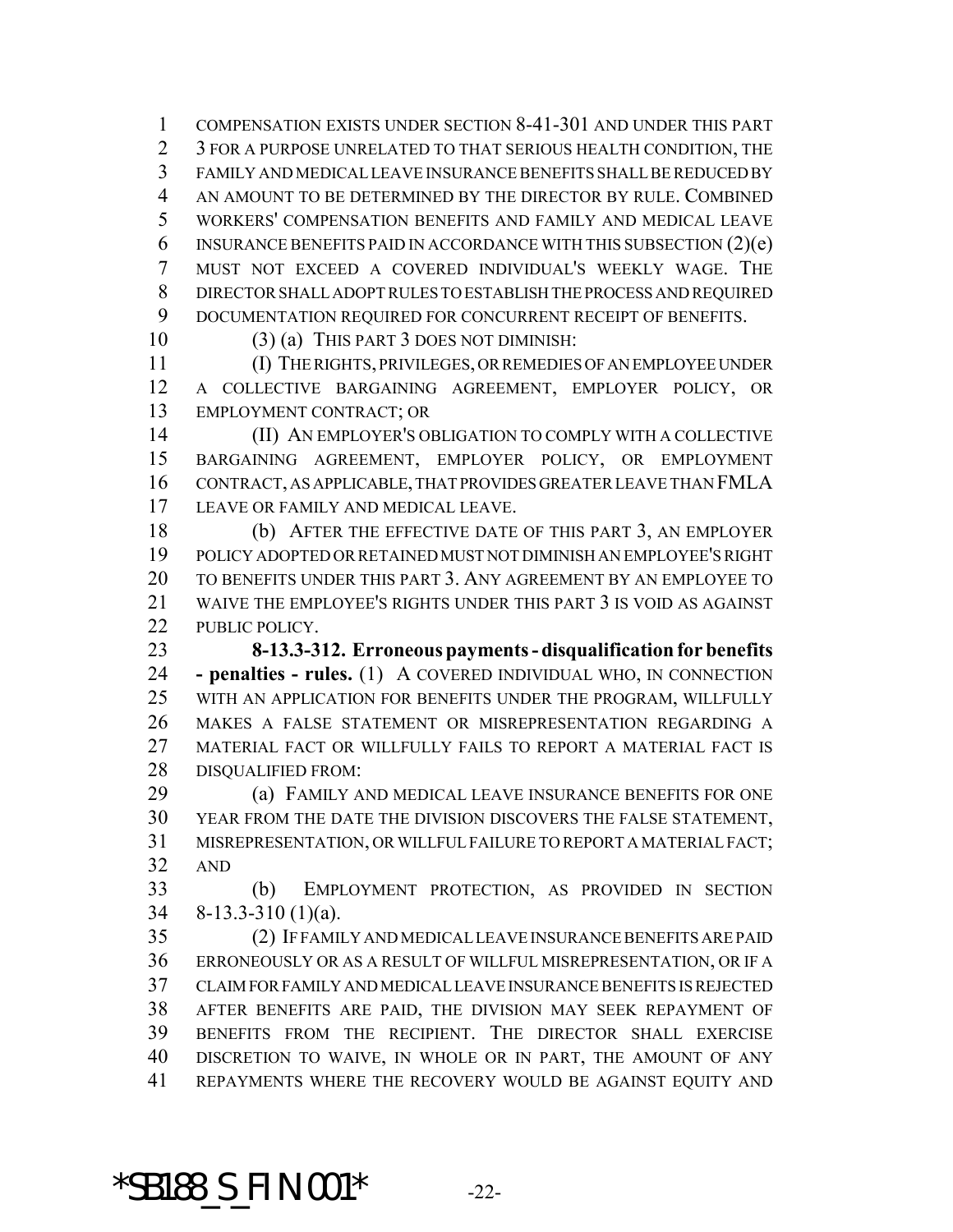COMPENSATION EXISTS UNDER SECTION 8-41-301 AND UNDER THIS PART 3 FOR A PURPOSE UNRELATED TO THAT SERIOUS HEALTH CONDITION, THE FAMILY AND MEDICAL LEAVE INSURANCE BENEFITS SHALL BE REDUCED BY AN AMOUNT TO BE DETERMINED BY THE DIRECTOR BY RULE. COMBINED WORKERS' COMPENSATION BENEFITS AND FAMILY AND MEDICAL LEAVE INSURANCE BENEFITS PAID IN ACCORDANCE WITH THIS SUBSECTION (2)(e) MUST NOT EXCEED A COVERED INDIVIDUAL'S WEEKLY WAGE. THE DIRECTOR SHALL ADOPT RULES TO ESTABLISH THE PROCESS AND REQUIRED DOCUMENTATION REQUIRED FOR CONCURRENT RECEIPT OF BENEFITS.

(3) (a) THIS PART 3 DOES NOT DIMINISH:

(I) THE RIGHTS, PRIVILEGES, OR REMEDIES OF AN EMPLOYEE UNDER A COLLECTIVE BARGAINING AGREEMENT, EMPLOYER POLICY, OR EMPLOYMENT CONTRACT; OR

(II) AN EMPLOYER'S OBLIGATION TO COMPLY WITH A COLLECTIVE BARGAINING AGREEMENT, EMPLOYER POLICY, OR EMPLOYMENT CONTRACT, AS APPLICABLE, THAT PROVIDES GREATER LEAVE THAN FMLA LEAVE OR FAMILY AND MEDICAL LEAVE.

(b) AFTER THE EFFECTIVE DATE OF THIS PART 3, AN EMPLOYER POLICY ADOPTED OR RETAINED MUST NOT DIMINISH AN EMPLOYEE'S RIGHT TO BENEFITS UNDER THIS PART 3. ANY AGREEMENT BY AN EMPLOYEE TO WAIVE THE EMPLOYEE'S RIGHTS UNDER THIS PART 3 IS VOID AS AGAINST PUBLIC POLICY.

**8-13.3-312. Erroneous payments - disqualification for benefits - penalties - rules.** (1) A COVERED INDIVIDUAL WHO, IN CONNECTION WITH AN APPLICATION FOR BENEFITS UNDER THE PROGRAM, WILLFULLY MAKES A FALSE STATEMENT OR MISREPRESENTATION REGARDING A MATERIAL FACT OR WILLFULLY FAILS TO REPORT A MATERIAL FACT IS DISQUALIFIED FROM:

(a) FAMILY AND MEDICAL LEAVE INSURANCE BENEFITS FOR ONE YEAR FROM THE DATE THE DIVISION DISCOVERS THE FALSE STATEMENT, MISREPRESENTATION, OR WILLFUL FAILURE TO REPORT A MATERIAL FACT; AND

(b) EMPLOYMENT PROTECTION, AS PROVIDED IN SECTION 8-13.3-310 (1)(a).

(2) IF FAMILY AND MEDICAL LEAVE INSURANCE BENEFITS ARE PAID ERRONEOUSLY OR AS A RESULT OF WILLFUL MISREPRESENTATION, OR IF A CLAIM FOR FAMILY AND MEDICAL LEAVE INSURANCE BENEFITS IS REJECTED AFTER BENEFITS ARE PAID, THE DIVISION MAY SEEK REPAYMENT OF BENEFITS FROM THE RECIPIENT. THE DIRECTOR SHALL EXERCISE DISCRETION TO WAIVE, IN WHOLE OR IN PART, THE AMOUNT OF ANY REPAYMENTS WHERE THE RECOVERY WOULD BE AGAINST EQUITY AND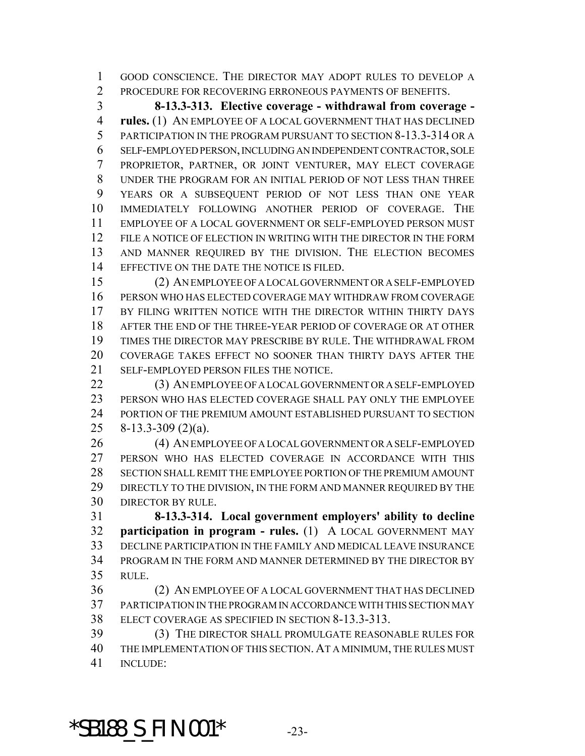GOOD CONSCIENCE. THE DIRECTOR MAY ADOPT RULES TO DEVELOP A PROCEDURE FOR RECOVERING ERRONEOUS PAYMENTS OF BENEFITS.

**8-13.3-313. Elective coverage - withdrawal from coverage - rules.** (1) AN EMPLOYEE OF A LOCAL GOVERNMENT THAT HAS DECLINED PARTICIPATION IN THE PROGRAM PURSUANT TO SECTION 8-13.3-314 OR A SELF-EMPLOYED PERSON, INCLUDING AN INDEPENDENT CONTRACTOR, SOLE PROPRIETOR, PARTNER, OR JOINT VENTURER, MAY ELECT COVERAGE UNDER THE PROGRAM FOR AN INITIAL PERIOD OF NOT LESS THAN THREE YEARS OR A SUBSEQUENT PERIOD OF NOT LESS THAN ONE YEAR IMMEDIATELY FOLLOWING ANOTHER PERIOD OF COVERAGE. THE EMPLOYEE OF A LOCAL GOVERNMENT OR SELF-EMPLOYED PERSON MUST FILE A NOTICE OF ELECTION IN WRITING WITH THE DIRECTOR IN THE FORM AND MANNER REQUIRED BY THE DIVISION. THE ELECTION BECOMES EFFECTIVE ON THE DATE THE NOTICE IS FILED.

(2) AN EMPLOYEE OF A LOCAL GOVERNMENT OR A SELF-EMPLOYED PERSON WHO HAS ELECTED COVERAGE MAY WITHDRAW FROM COVERAGE BY FILING WRITTEN NOTICE WITH THE DIRECTOR WITHIN THIRTY DAYS AFTER THE END OF THE THREE-YEAR PERIOD OF COVERAGE OR AT OTHER TIMES THE DIRECTOR MAY PRESCRIBE BY RULE. THE WITHDRAWAL FROM COVERAGE TAKES EFFECT NO SOONER THAN THIRTY DAYS AFTER THE SELF-EMPLOYED PERSON FILES THE NOTICE.

(3) AN EMPLOYEE OF A LOCAL GOVERNMENT OR A SELF-EMPLOYED PERSON WHO HAS ELECTED COVERAGE SHALL PAY ONLY THE EMPLOYEE PORTION OF THE PREMIUM AMOUNT ESTABLISHED PURSUANT TO SECTION 8-13.3-309 (2)(a).

(4) AN EMPLOYEE OF A LOCAL GOVERNMENT OR A SELF-EMPLOYED PERSON WHO HAS ELECTED COVERAGE IN ACCORDANCE WITH THIS SECTION SHALL REMIT THE EMPLOYEE PORTION OF THE PREMIUM AMOUNT DIRECTLY TO THE DIVISION, IN THE FORM AND MANNER REQUIRED BY THE DIRECTOR BY RULE.

**8-13.3-314. Local government employers' ability to decline participation in program - rules.** (1) A LOCAL GOVERNMENT MAY DECLINE PARTICIPATION IN THE FAMILY AND MEDICAL LEAVE INSURANCE PROGRAM IN THE FORM AND MANNER DETERMINED BY THE DIRECTOR BY RULE.

(2) AN EMPLOYEE OF A LOCAL GOVERNMENT THAT HAS DECLINED PARTICIPATION IN THE PROGRAM IN ACCORDANCE WITH THIS SECTION MAY ELECT COVERAGE AS SPECIFIED IN SECTION 8-13.3-313.

(3) THE DIRECTOR SHALL PROMULGATE REASONABLE RULES FOR THE IMPLEMENTATION OF THIS SECTION. AT A MINIMUM, THE RULES MUST INCLUDE: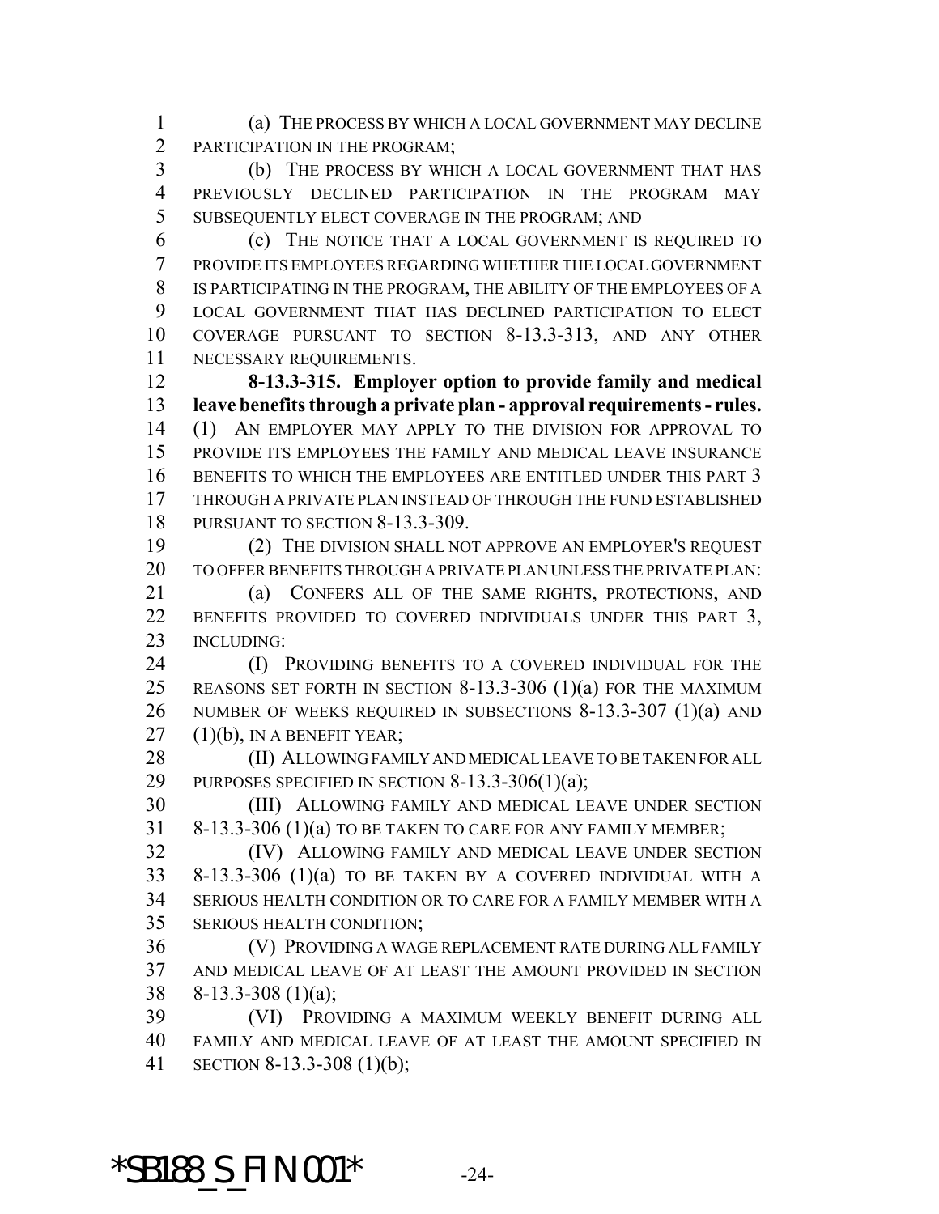(a) THE PROCESS BY WHICH A LOCAL GOVERNMENT MAY DECLINE PARTICIPATION IN THE PROGRAM;

(b) THE PROCESS BY WHICH A LOCAL GOVERNMENT THAT HAS PREVIOUSLY DECLINED PARTICIPATION IN THE PROGRAM MAY SUBSEQUENTLY ELECT COVERAGE IN THE PROGRAM; AND

(c) THE NOTICE THAT A LOCAL GOVERNMENT IS REQUIRED TO PROVIDE ITS EMPLOYEES REGARDING WHETHER THE LOCAL GOVERNMENT IS PARTICIPATING IN THE PROGRAM, THE ABILITY OF THE EMPLOYEES OF A LOCAL GOVERNMENT THAT HAS DECLINED PARTICIPATION TO ELECT COVERAGE PURSUANT TO SECTION 8-13.3-313, AND ANY OTHER NECESSARY REQUIREMENTS.

**8-13.3-315. Employer option to provide family and medical leave benefits through a private plan - approval requirements - rules.** (1) AN EMPLOYER MAY APPLY TO THE DIVISION FOR APPROVAL TO PROVIDE ITS EMPLOYEES THE FAMILY AND MEDICAL LEAVE INSURANCE BENEFITS TO WHICH THE EMPLOYEES ARE ENTITLED UNDER THIS PART 3 THROUGH A PRIVATE PLAN INSTEAD OF THROUGH THE FUND ESTABLISHED PURSUANT TO SECTION 8-13.3-309.

(2) THE DIVISION SHALL NOT APPROVE AN EMPLOYER'S REQUEST TO OFFER BENEFITS THROUGH A PRIVATE PLAN UNLESS THE PRIVATE PLAN:

(a) CONFERS ALL OF THE SAME RIGHTS, PROTECTIONS, AND BENEFITS PROVIDED TO COVERED INDIVIDUALS UNDER THIS PART 3, INCLUDING:

(I) PROVIDING BENEFITS TO A COVERED INDIVIDUAL FOR THE REASONS SET FORTH IN SECTION 8-13.3-306 (1)(a) FOR THE MAXIMUM NUMBER OF WEEKS REQUIRED IN SUBSECTIONS 8-13.3-307 (1)(a) AND (1)(b), IN A BENEFIT YEAR;

(II) ALLOWING FAMILY AND MEDICAL LEAVE TO BE TAKEN FOR ALL PURPOSES SPECIFIED IN SECTION 8-13.3-306(1)(a);

(III) ALLOWING FAMILY AND MEDICAL LEAVE UNDER SECTION 8-13.3-306 (1)(a) TO BE TAKEN TO CARE FOR ANY FAMILY MEMBER;

(IV) ALLOWING FAMILY AND MEDICAL LEAVE UNDER SECTION 8-13.3-306 (1)(a) TO BE TAKEN BY A COVERED INDIVIDUAL WITH A SERIOUS HEALTH CONDITION OR TO CARE FOR A FAMILY MEMBER WITH A SERIOUS HEALTH CONDITION;

(V) PROVIDING A WAGE REPLACEMENT RATE DURING ALL FAMILY AND MEDICAL LEAVE OF AT LEAST THE AMOUNT PROVIDED IN SECTION 8-13.3-308 (1)(a);

(VI) PROVIDING A MAXIMUM WEEKLY BENEFIT DURING ALL FAMILY AND MEDICAL LEAVE OF AT LEAST THE AMOUNT SPECIFIED IN SECTION 8-13.3-308 (1)(b);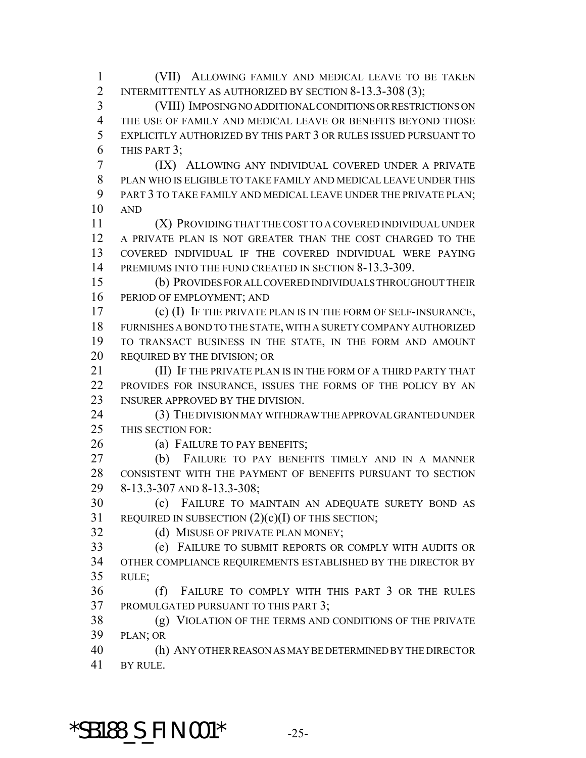(VII) ALLOWING FAMILY AND MEDICAL LEAVE TO BE TAKEN INTERMITTENTLY AS AUTHORIZED BY SECTION 8-13.3-308 (3);

(VIII) IMPOSING NO ADDITIONAL CONDITIONS OR RESTRICTIONS ON THE USE OF FAMILY AND MEDICAL LEAVE OR BENEFITS BEYOND THOSE EXPLICITLY AUTHORIZED BY THIS PART 3 OR RULES ISSUED PURSUANT TO THIS PART 3;

(IX) ALLOWING ANY INDIVIDUAL COVERED UNDER A PRIVATE PLAN WHO IS ELIGIBLE TO TAKE FAMILY AND MEDICAL LEAVE UNDER THIS PART 3 TO TAKE FAMILY AND MEDICAL LEAVE UNDER THE PRIVATE PLAN; AND

(X) PROVIDING THAT THE COST TO A COVERED INDIVIDUAL UNDER A PRIVATE PLAN IS NOT GREATER THAN THE COST CHARGED TO THE COVERED INDIVIDUAL IF THE COVERED INDIVIDUAL WERE PAYING PREMIUMS INTO THE FUND CREATED IN SECTION 8-13.3-309.

(b) PROVIDES FOR ALL COVERED INDIVIDUALS THROUGHOUT THEIR PERIOD OF EMPLOYMENT; AND

(c) (I) IF THE PRIVATE PLAN IS IN THE FORM OF SELF-INSURANCE, FURNISHES A BOND TO THE STATE, WITH A SURETY COMPANY AUTHORIZED TO TRANSACT BUSINESS IN THE STATE, IN THE FORM AND AMOUNT REQUIRED BY THE DIVISION; OR

(II) IF THE PRIVATE PLAN IS IN THE FORM OF A THIRD PARTY THAT PROVIDES FOR INSURANCE, ISSUES THE FORMS OF THE POLICY BY AN INSURER APPROVED BY THE DIVISION.

(3) THE DIVISION MAY WITHDRAW THE APPROVAL GRANTED UNDER THIS SECTION FOR:

(a) FAILURE TO PAY BENEFITS;

(b) FAILURE TO PAY BENEFITS TIMELY AND IN A MANNER CONSISTENT WITH THE PAYMENT OF BENEFITS PURSUANT TO SECTION 8-13.3-307 AND 8-13.3-308;

(c) FAILURE TO MAINTAIN AN ADEQUATE SURETY BOND AS REQUIRED IN SUBSECTION (2)(c)(I) OF THIS SECTION;

(d) MISUSE OF PRIVATE PLAN MONEY;

(e) FAILURE TO SUBMIT REPORTS OR COMPLY WITH AUDITS OR OTHER COMPLIANCE REQUIREMENTS ESTABLISHED BY THE DIRECTOR BY RULE;

(f) FAILURE TO COMPLY WITH THIS PART 3 OR THE RULES PROMULGATED PURSUANT TO THIS PART 3;

(g) VIOLATION OF THE TERMS AND CONDITIONS OF THE PRIVATE PLAN; OR

(h) ANY OTHER REASON AS MAY BE DETERMINED BY THE DIRECTOR BY RULE.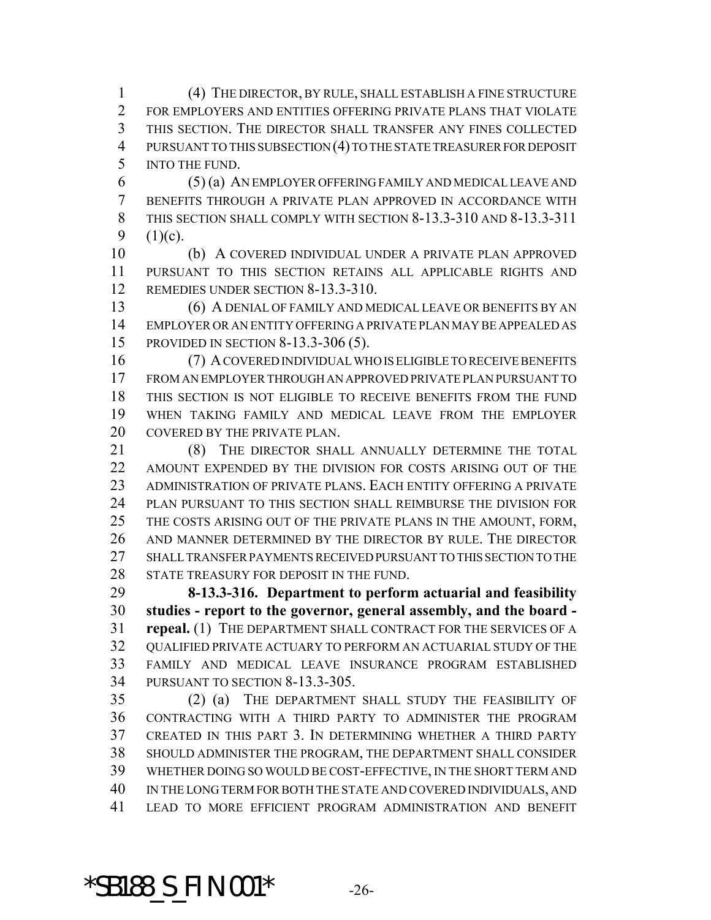(4) THE DIRECTOR, BY RULE, SHALL ESTABLISH A FINE STRUCTURE FOR EMPLOYERS AND ENTITIES OFFERING PRIVATE PLANS THAT VIOLATE THIS SECTION. THE DIRECTOR SHALL TRANSFER ANY FINES COLLECTED PURSUANT TO THIS SUBSECTION (4) TO THE STATE TREASURER FOR DEPOSIT INTO THE FUND.

(5) (a) AN EMPLOYER OFFERING FAMILY AND MEDICAL LEAVE AND BENEFITS THROUGH A PRIVATE PLAN APPROVED IN ACCORDANCE WITH THIS SECTION SHALL COMPLY WITH SECTION 8-13.3-310 AND 8-13.3-311 (1)(c).

(b) A COVERED INDIVIDUAL UNDER A PRIVATE PLAN APPROVED PURSUANT TO THIS SECTION RETAINS ALL APPLICABLE RIGHTS AND REMEDIES UNDER SECTION 8-13.3-310.

(6) A DENIAL OF FAMILY AND MEDICAL LEAVE OR BENEFITS BY AN EMPLOYER OR AN ENTITY OFFERING A PRIVATE PLAN MAY BE APPEALED AS PROVIDED IN SECTION 8-13.3-306 (5).

(7) A COVERED INDIVIDUAL WHO IS ELIGIBLE TO RECEIVE BENEFITS FROM AN EMPLOYER THROUGH AN APPROVED PRIVATE PLAN PURSUANT TO THIS SECTION IS NOT ELIGIBLE TO RECEIVE BENEFITS FROM THE FUND WHEN TAKING FAMILY AND MEDICAL LEAVE FROM THE EMPLOYER COVERED BY THE PRIVATE PLAN.

(8) THE DIRECTOR SHALL ANNUALLY DETERMINE THE TOTAL AMOUNT EXPENDED BY THE DIVISION FOR COSTS ARISING OUT OF THE ADMINISTRATION OF PRIVATE PLANS. EACH ENTITY OFFERING A PRIVATE PLAN PURSUANT TO THIS SECTION SHALL REIMBURSE THE DIVISION FOR THE COSTS ARISING OUT OF THE PRIVATE PLANS IN THE AMOUNT, FORM, AND MANNER DETERMINED BY THE DIRECTOR BY RULE. THE DIRECTOR SHALL TRANSFER PAYMENTS RECEIVED PURSUANT TO THIS SECTION TO THE STATE TREASURY FOR DEPOSIT IN THE FUND.

**8-13.3-316. Department to perform actuarial and feasibility studies - report to the governor, general assembly, and the board - repeal.** (1) THE DEPARTMENT SHALL CONTRACT FOR THE SERVICES OF A QUALIFIED PRIVATE ACTUARY TO PERFORM AN ACTUARIAL STUDY OF THE FAMILY AND MEDICAL LEAVE INSURANCE PROGRAM ESTABLISHED PURSUANT TO SECTION 8-13.3-305.

(2) (a) THE DEPARTMENT SHALL STUDY THE FEASIBILITY OF CONTRACTING WITH A THIRD PARTY TO ADMINISTER THE PROGRAM CREATED IN THIS PART 3. IN DETERMINING WHETHER A THIRD PARTY SHOULD ADMINISTER THE PROGRAM, THE DEPARTMENT SHALL CONSIDER WHETHER DOING SO WOULD BE COST-EFFECTIVE, IN THE SHORT TERM AND IN THE LONG TERM FOR BOTH THE STATE AND COVERED INDIVIDUALS, AND LEAD TO MORE EFFICIENT PROGRAM ADMINISTRATION AND BENEFIT

*SB188_S_FIN.001*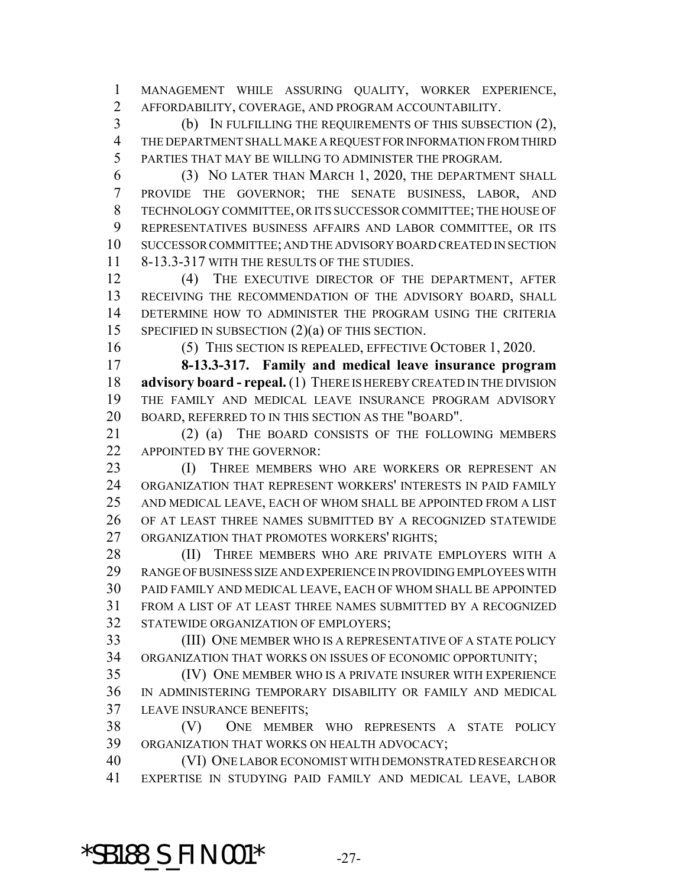MANAGEMENT WHILE ASSURING QUALITY, WORKER EXPERIENCE, AFFORDABILITY, COVERAGE, AND PROGRAM ACCOUNTABILITY.

(b) IN FULFILLING THE REQUIREMENTS OF THIS SUBSECTION (2), THE DEPARTMENT SHALL MAKE A REQUEST FOR INFORMATION FROM THIRD PARTIES THAT MAY BE WILLING TO ADMINISTER THE PROGRAM.

(3) NO LATER THAN MARCH 1, 2020, THE DEPARTMENT SHALL PROVIDE THE GOVERNOR; THE SENATE BUSINESS, LABOR, AND TECHNOLOGY COMMITTEE, OR ITS SUCCESSOR COMMITTEE; THE HOUSE OF REPRESENTATIVES BUSINESS AFFAIRS AND LABOR COMMITTEE, OR ITS SUCCESSOR COMMITTEE; AND THE ADVISORY BOARD CREATED IN SECTION 8-13.3-317 WITH THE RESULTS OF THE STUDIES.

(4) THE EXECUTIVE DIRECTOR OF THE DEPARTMENT, AFTER RECEIVING THE RECOMMENDATION OF THE ADVISORY BOARD, SHALL DETERMINE HOW TO ADMINISTER THE PROGRAM USING THE CRITERIA SPECIFIED IN SUBSECTION (2)(a) OF THIS SECTION.

(5) THIS SECTION IS REPEALED, EFFECTIVE OCTOBER 1, 2020.

**8-13.3-317. Family and medical leave insurance program advisory board - repeal.** (1) THERE IS HEREBY CREATED IN THE DIVISION THE FAMILY AND MEDICAL LEAVE INSURANCE PROGRAM ADVISORY BOARD, REFERRED TO IN THIS SECTION AS THE "BOARD".

(2) (a) THE BOARD CONSISTS OF THE FOLLOWING MEMBERS APPOINTED BY THE GOVERNOR:

(I) THREE MEMBERS WHO ARE WORKERS OR REPRESENT AN ORGANIZATION THAT REPRESENT WORKERS' INTERESTS IN PAID FAMILY AND MEDICAL LEAVE, EACH OF WHOM SHALL BE APPOINTED FROM A LIST OF AT LEAST THREE NAMES SUBMITTED BY A RECOGNIZED STATEWIDE ORGANIZATION THAT PROMOTES WORKERS' RIGHTS;

(II) THREE MEMBERS WHO ARE PRIVATE EMPLOYERS WITH A RANGE OF BUSINESS SIZE AND EXPERIENCE IN PROVIDING EMPLOYEES WITH PAID FAMILY AND MEDICAL LEAVE, EACH OF WHOM SHALL BE APPOINTED FROM A LIST OF AT LEAST THREE NAMES SUBMITTED BY A RECOGNIZED STATEWIDE ORGANIZATION OF EMPLOYERS;

(III) ONE MEMBER WHO IS A REPRESENTATIVE OF A STATE POLICY ORGANIZATION THAT WORKS ON ISSUES OF ECONOMIC OPPORTUNITY;

(IV) ONE MEMBER WHO IS A PRIVATE INSURER WITH EXPERIENCE IN ADMINISTERING TEMPORARY DISABILITY OR FAMILY AND MEDICAL LEAVE INSURANCE BENEFITS;

(V) ONE MEMBER WHO REPRESENTS A STATE POLICY ORGANIZATION THAT WORKS ON HEALTH ADVOCACY;

(VI) ONE LABOR ECONOMIST WITH DEMONSTRATED RESEARCH OR EXPERTISE IN STUDYING PAID FAMILY AND MEDICAL LEAVE, LABOR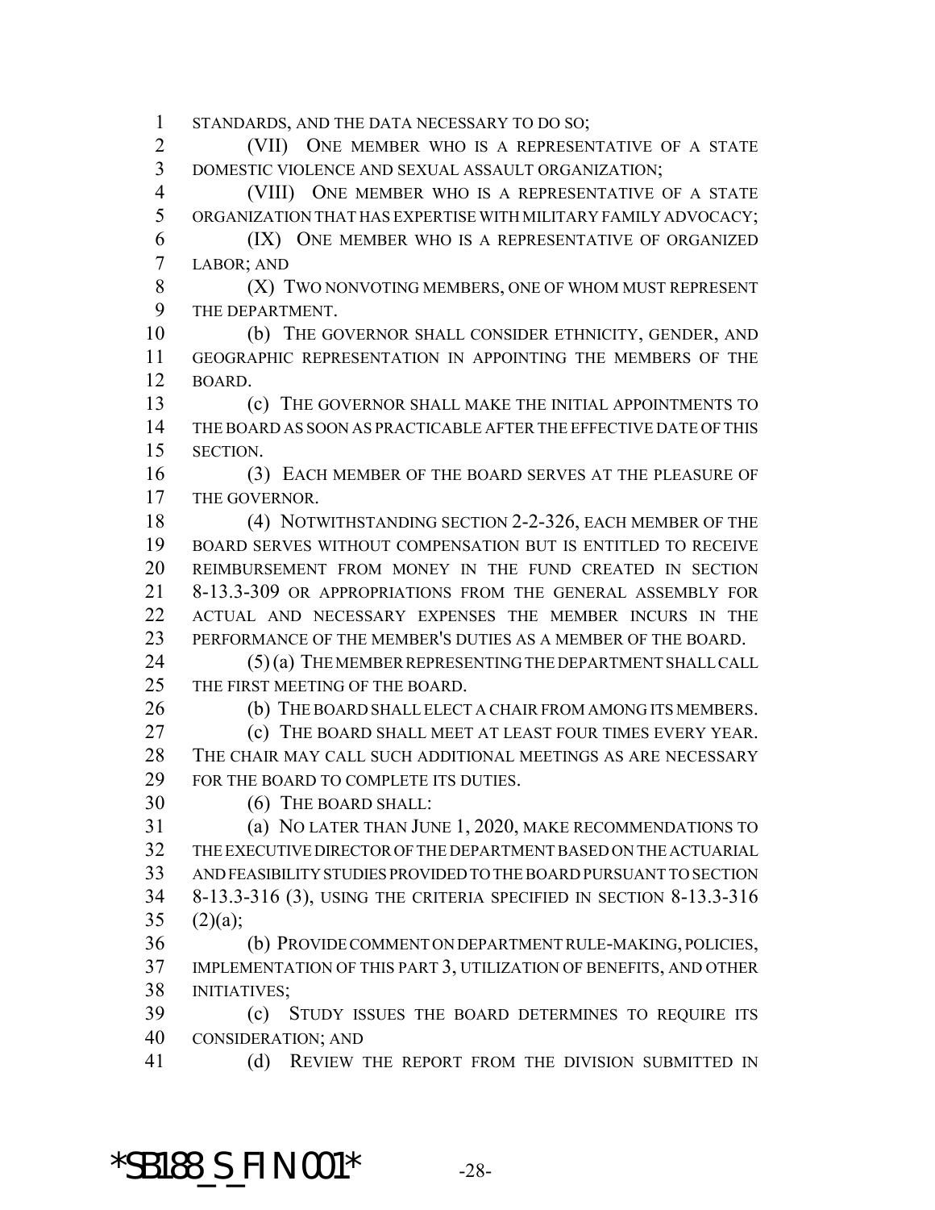STANDARDS, AND THE DATA NECESSARY TO DO SO;

(VII) ONE MEMBER WHO IS A REPRESENTATIVE OF A STATE DOMESTIC VIOLENCE AND SEXUAL ASSAULT ORGANIZATION;

(VIII) ONE MEMBER WHO IS A REPRESENTATIVE OF A STATE ORGANIZATION THAT HAS EXPERTISE WITH MILITARY FAMILY ADVOCACY;

(IX) ONE MEMBER WHO IS A REPRESENTATIVE OF ORGANIZED LABOR; AND

(X) TWO NONVOTING MEMBERS, ONE OF WHOM MUST REPRESENT THE DEPARTMENT.

(b) THE GOVERNOR SHALL CONSIDER ETHNICITY, GENDER, AND GEOGRAPHIC REPRESENTATION IN APPOINTING THE MEMBERS OF THE BOARD.

(c) THE GOVERNOR SHALL MAKE THE INITIAL APPOINTMENTS TO THE BOARD AS SOON AS PRACTICABLE AFTER THE EFFECTIVE DATE OF THIS SECTION.

(3) EACH MEMBER OF THE BOARD SERVES AT THE PLEASURE OF THE GOVERNOR.

(4) NOTWITHSTANDING SECTION 2-2-326, EACH MEMBER OF THE BOARD SERVES WITHOUT COMPENSATION BUT IS ENTITLED TO RECEIVE REIMBURSEMENT FROM MONEY IN THE FUND CREATED IN SECTION 8-13.3-309 OR APPROPRIATIONS FROM THE GENERAL ASSEMBLY FOR ACTUAL AND NECESSARY EXPENSES THE MEMBER INCURS IN THE PERFORMANCE OF THE MEMBER'S DUTIES AS A MEMBER OF THE BOARD.

(5) (a) THE MEMBER REPRESENTING THE DEPARTMENT SHALL CALL THE FIRST MEETING OF THE BOARD.

(b) THE BOARD SHALL ELECT A CHAIR FROM AMONG ITS MEMBERS.

(c) THE BOARD SHALL MEET AT LEAST FOUR TIMES EVERY YEAR. THE CHAIR MAY CALL SUCH ADDITIONAL MEETINGS AS ARE NECESSARY FOR THE BOARD TO COMPLETE ITS DUTIES.

(6) THE BOARD SHALL:

(a) NO LATER THAN JUNE 1, 2020, MAKE RECOMMENDATIONS TO THE EXECUTIVE DIRECTOR OF THE DEPARTMENT BASED ON THE ACTUARIAL AND FEASIBILITY STUDIES PROVIDED TO THE BOARD PURSUANT TO SECTION 8-13.3-316 (3), USING THE CRITERIA SPECIFIED IN SECTION 8-13.3-316 (2)(a);

(b) PROVIDE COMMENT ON DEPARTMENT RULE-MAKING, POLICIES, IMPLEMENTATION OF THIS PART 3, UTILIZATION OF BENEFITS, AND OTHER INITIATIVES;

(c) STUDY ISSUES THE BOARD DETERMINES TO REQUIRE ITS CONSIDERATION; AND

(d) REVIEW THE REPORT FROM THE DIVISION SUBMITTED IN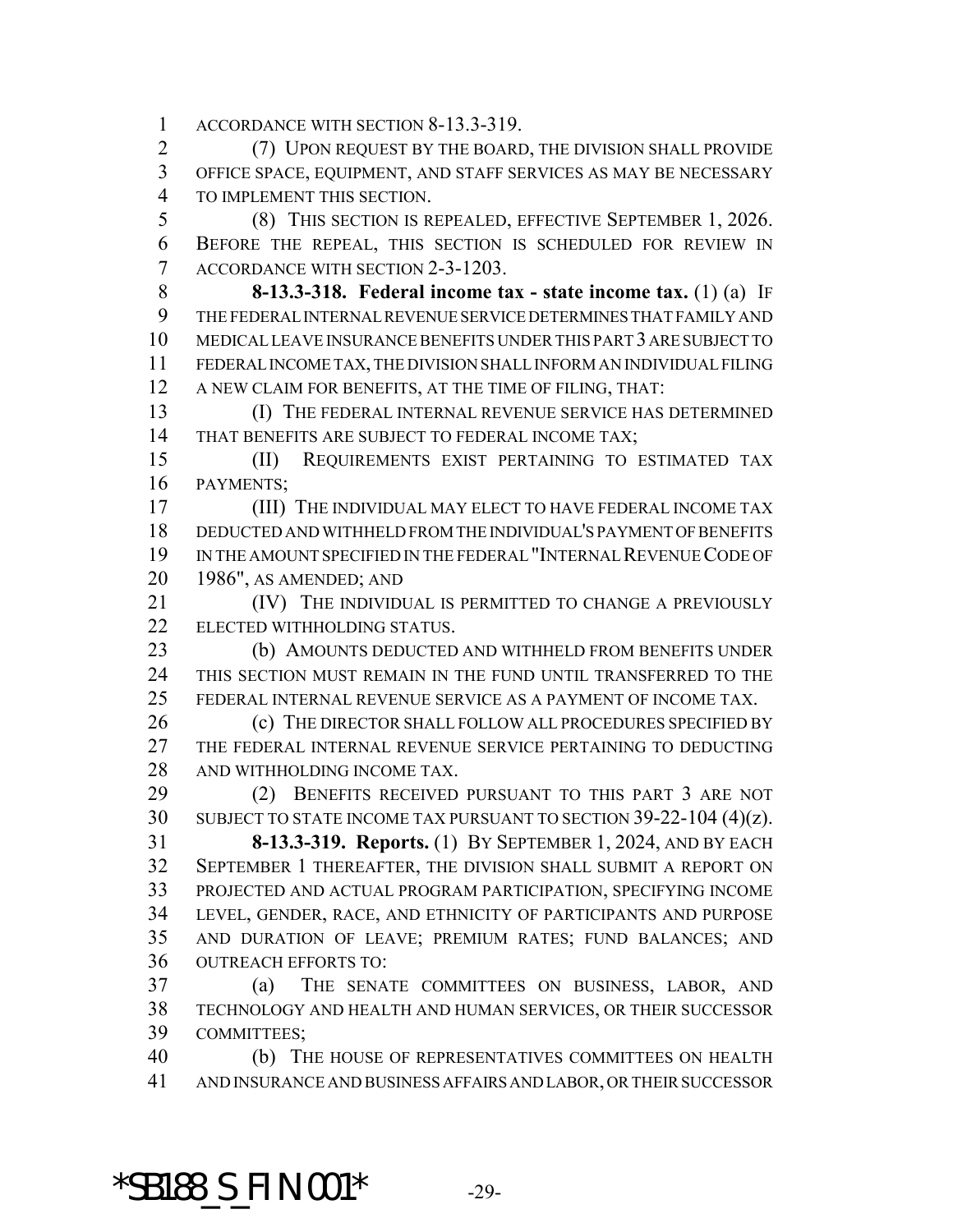ACCORDANCE WITH SECTION 8-13.3-319.

(7) UPON REQUEST BY THE BOARD, THE DIVISION SHALL PROVIDE OFFICE SPACE, EQUIPMENT, AND STAFF SERVICES AS MAY BE NECESSARY TO IMPLEMENT THIS SECTION.

(8) THIS SECTION IS REPEALED, EFFECTIVE SEPTEMBER 1, 2026. BEFORE THE REPEAL, THIS SECTION IS SCHEDULED FOR REVIEW IN ACCORDANCE WITH SECTION 2-3-1203.

**8-13.3-318. Federal income tax - state income tax.** (1) (a) IF THE FEDERAL INTERNAL REVENUE SERVICE DETERMINES THAT FAMILY AND MEDICAL LEAVE INSURANCE BENEFITS UNDER THIS PART 3 ARE SUBJECT TO FEDERAL INCOME TAX, THE DIVISION SHALL INFORM AN INDIVIDUAL FILING A NEW CLAIM FOR BENEFITS, AT THE TIME OF FILING, THAT:

(I) THE FEDERAL INTERNAL REVENUE SERVICE HAS DETERMINED THAT BENEFITS ARE SUBJECT TO FEDERAL INCOME TAX;

(II) REQUIREMENTS EXIST PERTAINING TO ESTIMATED TAX PAYMENTS;

(III) THE INDIVIDUAL MAY ELECT TO HAVE FEDERAL INCOME TAX DEDUCTED AND WITHHELD FROM THE INDIVIDUAL'S PAYMENT OF BENEFITS IN THE AMOUNT SPECIFIED IN THE FEDERAL "INTERNAL REVENUE CODE OF 1986", AS AMENDED; AND

(IV) THE INDIVIDUAL IS PERMITTED TO CHANGE A PREVIOUSLY ELECTED WITHHOLDING STATUS.

(b) AMOUNTS DEDUCTED AND WITHHELD FROM BENEFITS UNDER THIS SECTION MUST REMAIN IN THE FUND UNTIL TRANSFERRED TO THE FEDERAL INTERNAL REVENUE SERVICE AS A PAYMENT OF INCOME TAX.

(c) THE DIRECTOR SHALL FOLLOW ALL PROCEDURES SPECIFIED BY THE FEDERAL INTERNAL REVENUE SERVICE PERTAINING TO DEDUCTING AND WITHHOLDING INCOME TAX.

(2) BENEFITS RECEIVED PURSUANT TO THIS PART 3 ARE NOT SUBJECT TO STATE INCOME TAX PURSUANT TO SECTION 39-22-104 (4)(z).

**8-13.3-319. Reports.** (1) BY SEPTEMBER 1, 2024, AND BY EACH SEPTEMBER 1 THEREAFTER, THE DIVISION SHALL SUBMIT A REPORT ON PROJECTED AND ACTUAL PROGRAM PARTICIPATION, SPECIFYING INCOME LEVEL, GENDER, RACE, AND ETHNICITY OF PARTICIPANTS AND PURPOSE AND DURATION OF LEAVE; PREMIUM RATES; FUND BALANCES; AND OUTREACH EFFORTS TO:

(a) THE SENATE COMMITTEES ON BUSINESS, LABOR, AND TECHNOLOGY AND HEALTH AND HUMAN SERVICES, OR THEIR SUCCESSOR COMMITTEES;

(b) THE HOUSE OF REPRESENTATIVES COMMITTEES ON HEALTH AND INSURANCE AND BUSINESS AFFAIRS AND LABOR, OR THEIR SUCCESSOR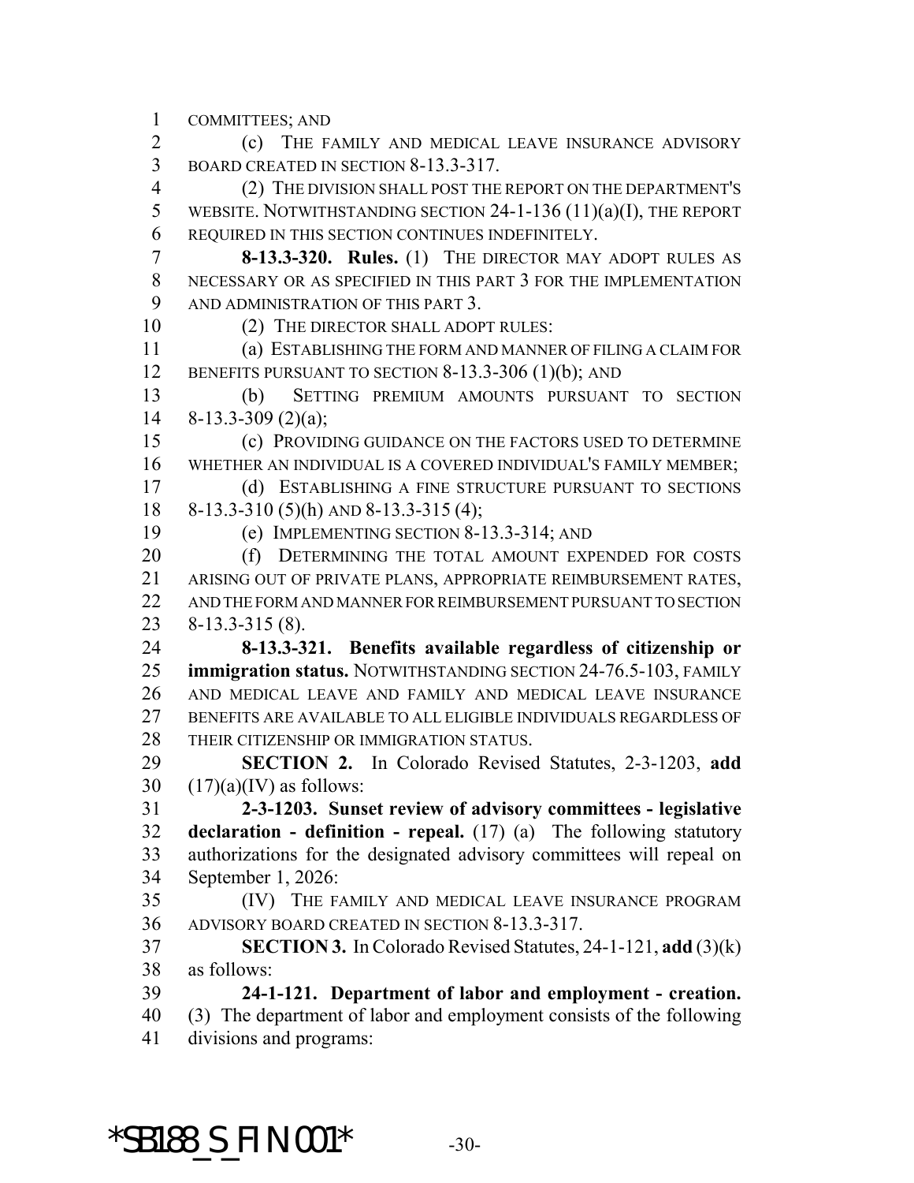COMMITTEES; AND

(c) THE FAMILY AND MEDICAL LEAVE INSURANCE ADVISORY BOARD CREATED IN SECTION 8-13.3-317.

(2) THE DIVISION SHALL POST THE REPORT ON THE DEPARTMENT'S WEBSITE. NOTWITHSTANDING SECTION 24-1-136 (11)(a)(I), THE REPORT REQUIRED IN THIS SECTION CONTINUES INDEFINITELY.

**8-13.3-320. Rules.** (1) THE DIRECTOR MAY ADOPT RULES AS NECESSARY OR AS SPECIFIED IN THIS PART 3 FOR THE IMPLEMENTATION AND ADMINISTRATION OF THIS PART 3.

(2) THE DIRECTOR SHALL ADOPT RULES:

(a) ESTABLISHING THE FORM AND MANNER OF FILING A CLAIM FOR BENEFITS PURSUANT TO SECTION 8-13.3-306 (1)(b); AND

(b) SETTING PREMIUM AMOUNTS PURSUANT TO SECTION 8-13.3-309 (2)(a);

(c) PROVIDING GUIDANCE ON THE FACTORS USED TO DETERMINE WHETHER AN INDIVIDUAL IS A COVERED INDIVIDUAL'S FAMILY MEMBER;

(d) ESTABLISHING A FINE STRUCTURE PURSUANT TO SECTIONS 8-13.3-310 (5)(h) AND 8-13.3-315 (4);

(e) IMPLEMENTING SECTION 8-13.3-314; AND

(f) DETERMINING THE TOTAL AMOUNT EXPENDED FOR COSTS ARISING OUT OF PRIVATE PLANS, APPROPRIATE REIMBURSEMENT RATES, AND THE FORM AND MANNER FOR REIMBURSEMENT PURSUANT TO SECTION 8-13.3-315 (8).

**8-13.3-321. Benefits available regardless of citizenship or immigration status.** NOTWITHSTANDING SECTION 24-76.5-103, FAMILY AND MEDICAL LEAVE AND FAMILY AND MEDICAL LEAVE INSURANCE BENEFITS ARE AVAILABLE TO ALL ELIGIBLE INDIVIDUALS REGARDLESS OF THEIR CITIZENSHIP OR IMMIGRATION STATUS.

**SECTION 2.** In Colorado Revised Statutes, 2-3-1203, **add** (17)(a)(IV) as follows:

**2-3-1203. Sunset review of advisory committees - legislative declaration - definition - repeal.** (17) (a) The following statutory authorizations for the designated advisory committees will repeal on September 1, 2026:

(IV) THE FAMILY AND MEDICAL LEAVE INSURANCE PROGRAM ADVISORY BOARD CREATED IN SECTION 8-13.3-317.

**SECTION 3.** In Colorado Revised Statutes, 24-1-121, **add** (3)(k) as follows:

**24-1-121. Department of labor and employment - creation.** (3) The department of labor and employment consists of the following divisions and programs: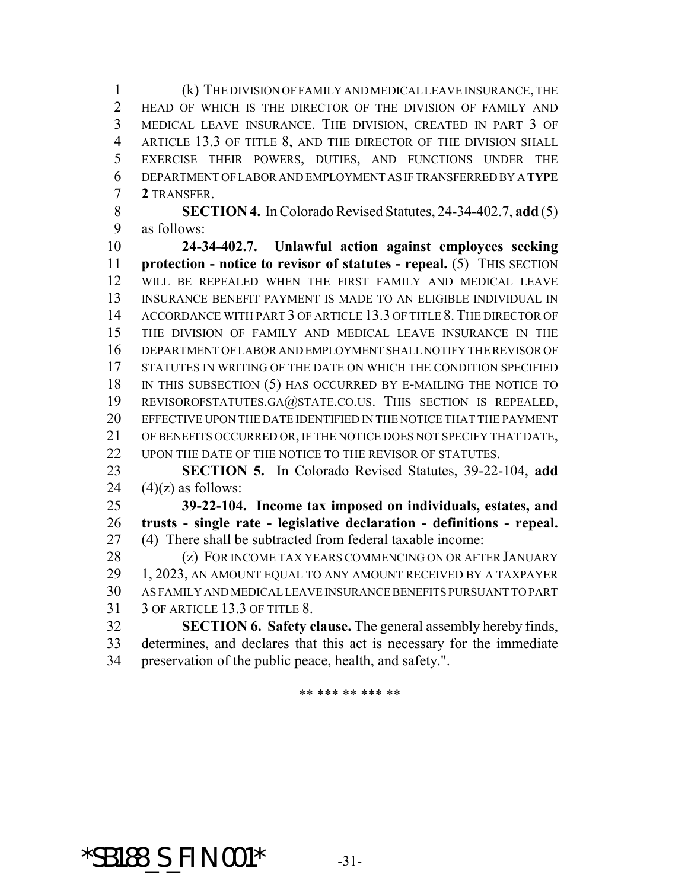(k) THE DIVISION OF FAMILY AND MEDICAL LEAVE INSURANCE, THE HEAD OF WHICH IS THE DIRECTOR OF THE DIVISION OF FAMILY AND MEDICAL LEAVE INSURANCE. THE DIVISION, CREATED IN PART 3 OF ARTICLE 13.3 OF TITLE 8, AND THE DIRECTOR OF THE DIVISION SHALL EXERCISE THEIR POWERS, DUTIES, AND FUNCTIONS UNDER THE DEPARTMENT OF LABOR AND EMPLOYMENT AS IF TRANSFERRED BY A **TYPE 2** TRANSFER.

**SECTION 4.** In Colorado Revised Statutes, 24-34-402.7, **add** (5) as follows:

**24-34-402.7. Unlawful action against employees seeking protection - notice to revisor of statutes - repeal.** (5) THIS SECTION WILL BE REPEALED WHEN THE FIRST FAMILY AND MEDICAL LEAVE INSURANCE BENEFIT PAYMENT IS MADE TO AN ELIGIBLE INDIVIDUAL IN ACCORDANCE WITH PART 3 OF ARTICLE 13.3 OF TITLE 8. THE DIRECTOR OF THE DIVISION OF FAMILY AND MEDICAL LEAVE INSURANCE IN THE DEPARTMENT OF LABOR AND EMPLOYMENT SHALL NOTIFY THE REVISOR OF STATUTES IN WRITING OF THE DATE ON WHICH THE CONDITION SPECIFIED IN THIS SUBSECTION (5) HAS OCCURRED BY E-MAILING THE NOTICE TO REVISOROFSTATUTES.GA@STATE.CO.US. THIS SECTION IS REPEALED, EFFECTIVE UPON THE DATE IDENTIFIED IN THE NOTICE THAT THE PAYMENT OF BENEFITS OCCURRED OR, IF THE NOTICE DOES NOT SPECIFY THAT DATE, UPON THE DATE OF THE NOTICE TO THE REVISOR OF STATUTES.

**SECTION 5.** In Colorado Revised Statutes, 39-22-104, **add** (4)(z) as follows:

**39-22-104. Income tax imposed on individuals, estates, and trusts - single rate - legislative declaration - definitions - repeal.** (4) There shall be subtracted from federal taxable income:

(z) FOR INCOME TAX YEARS COMMENCING ON OR AFTER JANUARY 1, 2023, AN AMOUNT EQUAL TO ANY AMOUNT RECEIVED BY A TAXPAYER AS FAMILY AND MEDICAL LEAVE INSURANCE BENEFITS PURSUANT TO PART 3 OF ARTICLE 13.3 OF TITLE 8.

**SECTION 6. Safety clause.** The general assembly hereby finds, determines, and declares that this act is necessary for the immediate preservation of the public peace, health, and safety.".

** *** ** *** **

*SB188_S_FIN.001*